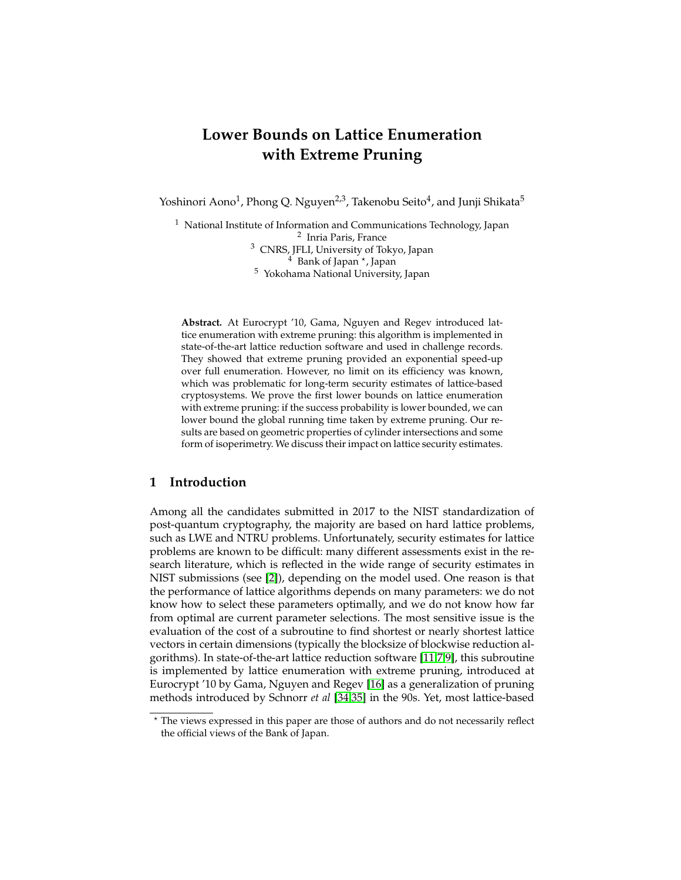# Lower Bounds on Lattice Enumeration with Extreme Pruning

Yoshinori Aono[1], Phong Q. Nguyen[2,3], Takenobu Seito[4], and Junji Shikata[5]

[1] National Institute of Information and Communications Technology, Japan
[2] Inria Paris, France
[3] CNRS, JFLI, University of Tokyo, Japan
[4] Bank of Japan *, Japan
[5] Yokohama National University, Japan

**Abstract.** At Eurocrypt '10, Gama, Nguyen and Regev introduced lattice enumeration with extreme pruning: this algorithm is implemented in state-of-the-art lattice reduction software and used in challenge records. They showed that extreme pruning provided an exponential speed-up over full enumeration. However, no limit on its efficiency was known, which was problematic for long-term security estimates of lattice-based cryptosystems. We prove the first lower bounds on lattice enumeration with extreme pruning: if the success probability is lower bounded, we can lower bound the global running time taken by extreme pruning. Our results are based on geometric properties of cylinder intersections and some form of isoperimetry. We discuss their impact on lattice security estimates.

## 1 Introduction

Among all the candidates submitted in 2017 to the NIST standardization of post-quantum cryptography, the majority are based on hard lattice problems, such as LWE and NTRU problems. Unfortunately, security estimates for lattice problems are known to be difficult: many different assessments exist in the research literature, which is reflected in the wide range of security estimates in NIST submissions (see [2]), depending on the model used. One reason is that the performance of lattice algorithms depends on many parameters: we do not know how to select these parameters optimally, and we do not know how far from optimal are current parameter selections. The most sensitive issue is the evaluation of the cost of a subroutine to find shortest or nearly shortest lattice vectors in certain dimensions (typically the blocksize of blockwise reduction algorithms). In state-of-the-art lattice reduction software [11,7,9], this subroutine is implemented by lattice enumeration with extreme pruning, introduced at Eurocrypt '10 by Gama, Nguyen and Regev [16] as a generalization of pruning methods introduced by Schnorr *et al* [34,35] in the 90s. Yet, most lattice-based

* The views expressed in this paper are those of authors and do not necessarily reflect the official views of the Bank of Japan.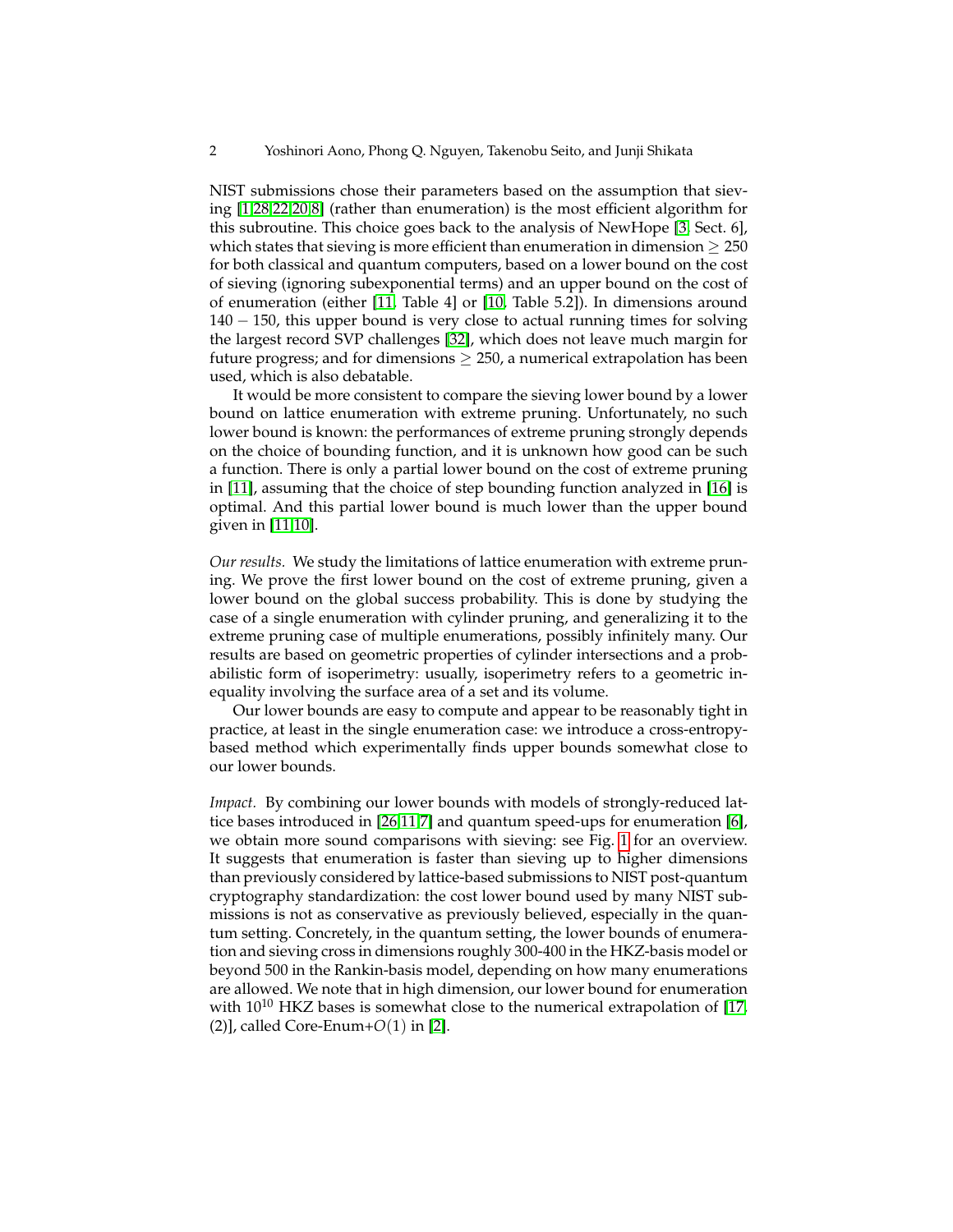NIST submissions chose their parameters based on the assumption that sieving [1,28,22,20,8] (rather than enumeration) is the most efficient algorithm for this subroutine. This choice goes back to the analysis of NewHope [3, Sect. 6], which states that sieving is more efficient than enumeration in dimension $\geq 250$ for both classical and quantum computers, based on a lower bound on the cost of sieving (ignoring subexponential terms) and an upper bound on the cost of of enumeration (either [11, Table 4] or [10, Table 5.2]). In dimensions around $140 - 150$, this upper bound is very close to actual running times for solving the largest record SVP challenges [32], which does not leave much margin for future progress; and for dimensions $\geq 250$, a numerical extrapolation has been used, which is also debatable.

It would be more consistent to compare the sieving lower bound by a lower bound on lattice enumeration with extreme pruning. Unfortunately, no such lower bound is known: the performances of extreme pruning strongly depends on the choice of bounding function, and it is unknown how good can be such a function. There is only a partial lower bound on the cost of extreme pruning in [11], assuming that the choice of step bounding function analyzed in [16] is optimal. And this partial lower bound is much lower than the upper bound given in [11,10].

*Our results.* We study the limitations of lattice enumeration with extreme pruning. We prove the first lower bound on the cost of extreme pruning, given a lower bound on the global success probability. This is done by studying the case of a single enumeration with cylinder pruning, and generalizing it to the extreme pruning case of multiple enumerations, possibly infinitely many. Our results are based on geometric properties of cylinder intersections and a probabilistic form of isoperimetry: usually, isoperimetry refers to a geometric inequality involving the surface area of a set and its volume.

Our lower bounds are easy to compute and appear to be reasonably tight in practice, at least in the single enumeration case: we introduce a cross-entropy-based method which experimentally finds upper bounds somewhat close to our lower bounds.

*Impact.* By combining our lower bounds with models of strongly-reduced lattice bases introduced in [26,11,7] and quantum speed-ups for enumeration [6], we obtain more sound comparisons with sieving: see Fig. 1 for an overview. It suggests that enumeration is faster than sieving up to higher dimensions than previously considered by lattice-based submissions to NIST post-quantum cryptography standardization: the cost lower bound used by many NIST submissions is not as conservative as previously believed, especially in the quantum setting. Concretely, in the quantum setting, the lower bounds of enumeration and sieving cross in dimensions roughly 300-400 in the HKZ-basis model or beyond 500 in the Rankin-basis model, depending on how many enumerations are allowed. We note that in high dimension, our lower bound for enumeration with $10^{10}$ HKZ bases is somewhat close to the numerical extrapolation of [17, (2)], called Core-Enum+$O(1)$ in [2].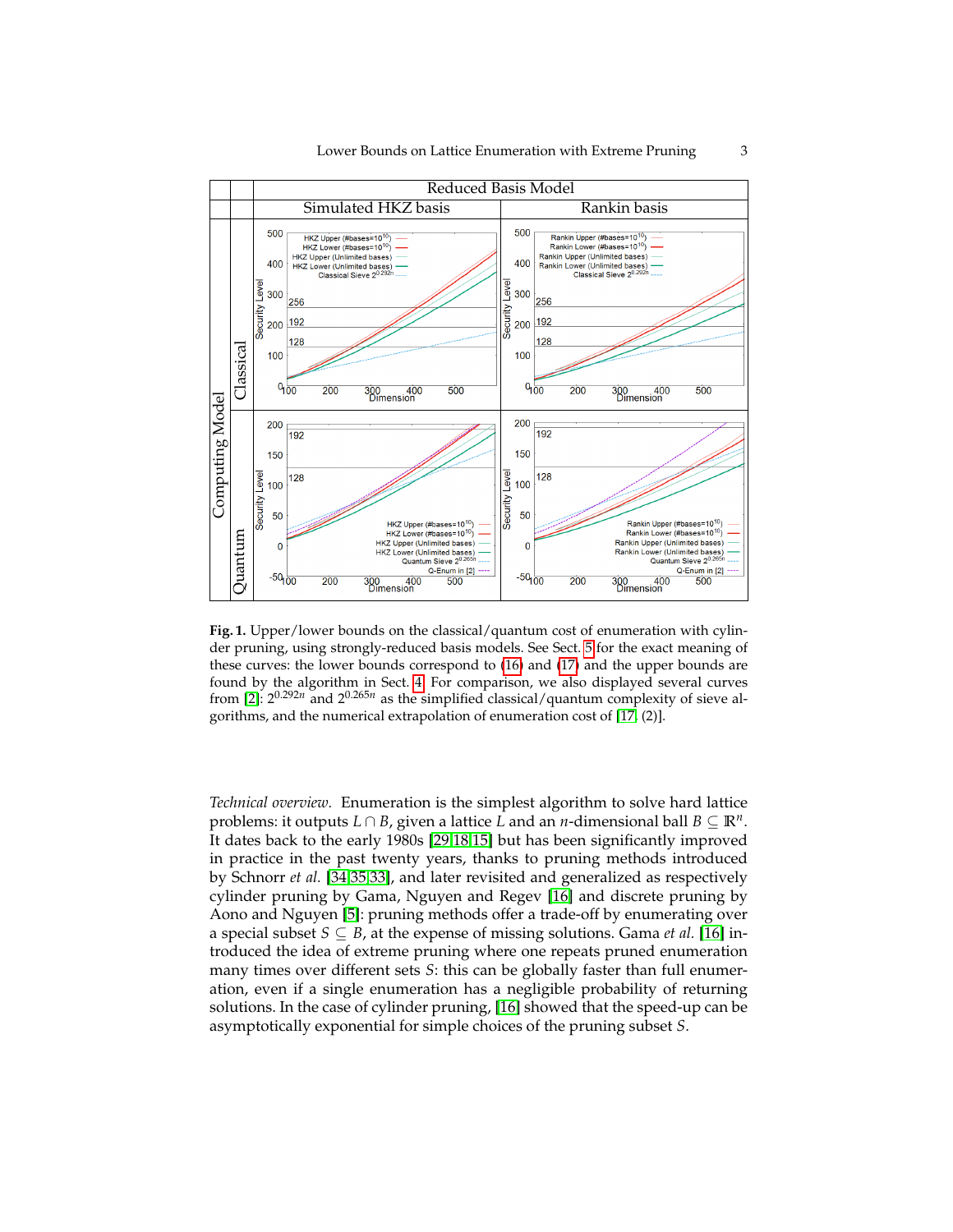**Fig. 1.** Upper/lower bounds on the classical/quantum cost of enumeration with cylinder pruning, using strongly-reduced basis models. See Sect. 5 for the exact meaning of these curves: the lower bounds correspond to (16) and (17) and the upper bounds are found by the algorithm in Sect. 4. For comparison, we also displayed several curves from [2]: $2^{0.292n}$ and $2^{0.265n}$ as the simplified classical/quantum complexity of sieve algorithms, and the numerical extrapolation of enumeration cost of [17, (2)].

*Technical overview.* Enumeration is the simplest algorithm to solve hard lattice problems: it outputs $L \cap B$, given a lattice $L$ and an $n$-dimensional ball $B \subseteq \mathbb{R}^n$. It dates back to the early 1980s [29,18,15] but has been significantly improved in practice in the past twenty years, thanks to pruning methods introduced by Schnorr *et al.* [34,35,33], and later revisited and generalized as respectively cylinder pruning by Gama, Nguyen and Regev [16] and discrete pruning by Aono and Nguyen [5]: pruning methods offer a trade-off by enumerating over a special subset $S \subseteq B$, at the expense of missing solutions. Gama *et al.* [16] introduced the idea of extreme pruning where one repeats pruned enumeration many times over different sets $S$: this can be globally faster than full enumeration, even if a single enumeration has a negligible probability of returning solutions. In the case of cylinder pruning, [16] showed that the speed-up can be asymptotically exponential for simple choices of the pruning subset $S$.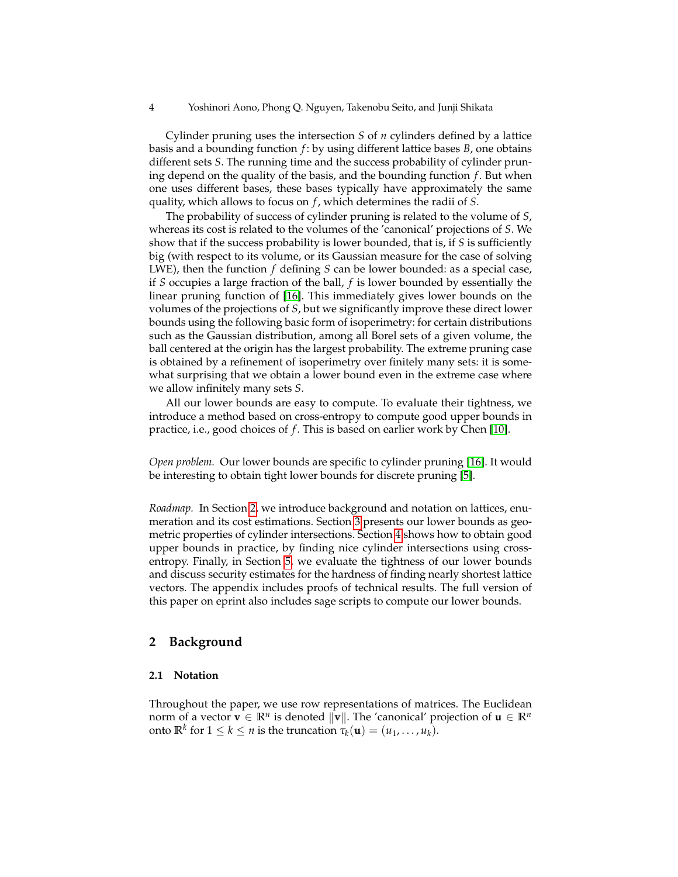Cylinder pruning uses the intersection $S$ of $n$ cylinders defined by a lattice basis and a bounding function $f$: by using different lattice bases $B$, one obtains different sets $S$. The running time and the success probability of cylinder pruning depend on the quality of the basis, and the bounding function $f$. But when one uses different bases, these bases typically have approximately the same quality, which allows to focus on $f$, which determines the radii of $S$.

The probability of success of cylinder pruning is related to the volume of $S$, whereas its cost is related to the volumes of the 'canonical' projections of $S$. We show that if the success probability is lower bounded, that is, if $S$ is sufficiently big (with respect to its volume, or its Gaussian measure for the case of solving LWE), then the function $f$ defining $S$ can be lower bounded: as a special case, if $S$ occupies a large fraction of the ball, $f$ is lower bounded by essentially the linear pruning function of [16]. This immediately gives lower bounds on the volumes of the projections of $S$, but we significantly improve these direct lower bounds using the following basic form of isoperimetry: for certain distributions such as the Gaussian distribution, among all Borel sets of a given volume, the ball centered at the origin has the largest probability. The extreme pruning case is obtained by a refinement of isoperimetry over finitely many sets: it is somewhat surprising that we obtain a lower bound even in the extreme case where we allow infinitely many sets $S$.

All our lower bounds are easy to compute. To evaluate their tightness, we introduce a method based on cross-entropy to compute good upper bounds in practice, i.e., good choices of $f$. This is based on earlier work by Chen [10].

*Open problem.* Our lower bounds are specific to cylinder pruning [16]. It would be interesting to obtain tight lower bounds for discrete pruning [5].

*Roadmap.* In Section 2, we introduce background and notation on lattices, enumeration and its cost estimations. Section 3 presents our lower bounds as geometric properties of cylinder intersections. Section 4 shows how to obtain good upper bounds in practice, by finding nice cylinder intersections using cross-entropy. Finally, in Section 5, we evaluate the tightness of our lower bounds and discuss security estimates for the hardness of finding nearly shortest lattice vectors. The appendix includes proofs of technical results. The full version of this paper on eprint also includes sage scripts to compute our lower bounds.

## 2 Background

### 2.1 Notation

Throughout the paper, we use row representations of matrices. The Euclidean norm of a vector $\mathbf{v} \in \mathbb{R}^n$ is denoted $\|\mathbf{v}\|$. The 'canonical' projection of $\mathbf{u} \in \mathbb{R}^n$ onto $\mathbb{R}^k$ for $1 \leq k \leq n$ is the truncation $\tau_k(\mathbf{u}) = (u_1, \ldots, u_k)$.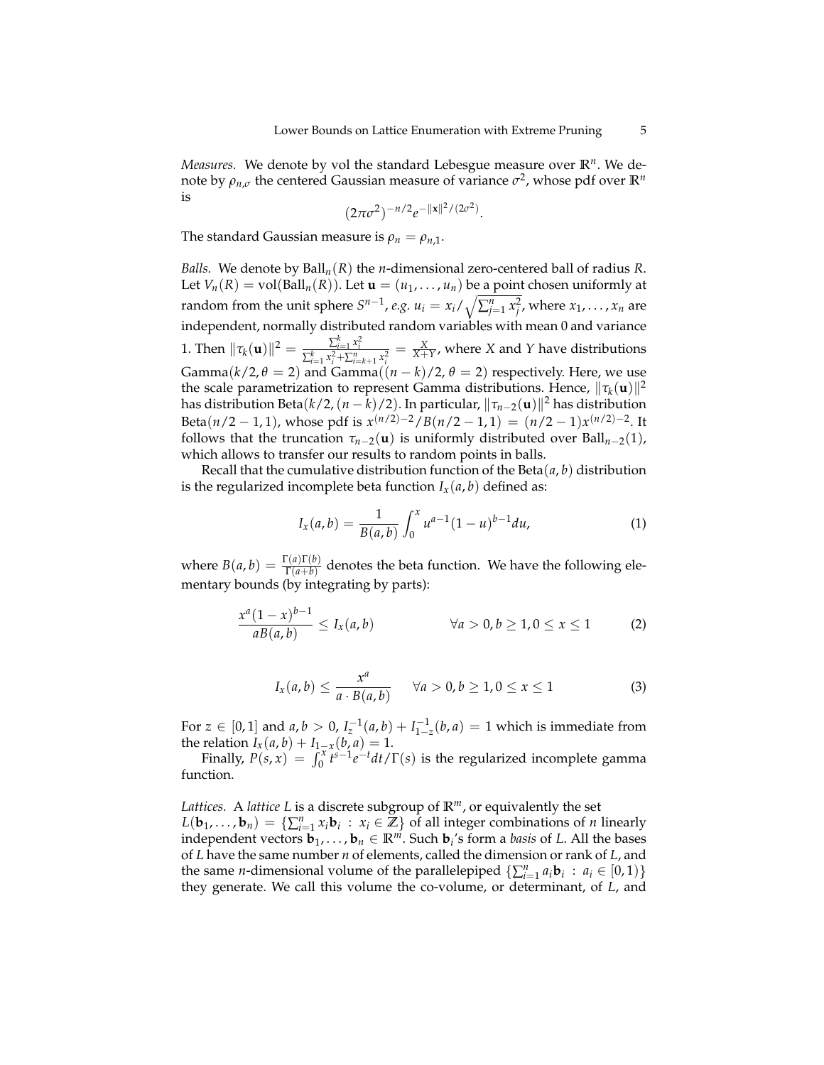*Measures.* We denote by vol the standard Lebesgue measure over $\mathbb{R}^n$. We denote by $\rho_{n,\sigma}$ the centered Gaussian measure of variance $\sigma^2$, whose pdf over $\mathbb{R}^n$ is

$$(2\pi\sigma^2)^{-n/2}e^{-\|\mathbf{x}\|^2/(2\sigma^2)}.$$

The standard Gaussian measure is $\rho_n = \rho_{n,1}$.

*Balls.* We denote by $\mathrm{Ball}_n(R)$ the $n$-dimensional zero-centered ball of radius $R$. Let $V_n(R) = \mathrm{vol}(\mathrm{Ball}_n(R))$. Let $\mathbf{u} = (u_1, \dots, u_n)$ be a point chosen uniformly at random from the unit sphere $S^{n-1}$, *e.g.* $u_i = x_i/\sqrt{\sum_{j=1}^n x_j^2}$, where $x_1, \dots, x_n$ are independent, normally distributed random variables with mean 0 and variance 1. Then $\|\tau_k(\mathbf{u})\|^2 = \frac{\sum_{i=1}^k x_i^2}{\sum_{i=1}^k x_i^2 + \sum_{i=k+1}^n x_i^2} = \frac{X}{X+Y}$, where $X$ and $Y$ have distributions $\mathrm{Gamma}(k/2, \theta = 2)$ and $\mathrm{Gamma}((n-k)/2, \theta = 2)$ respectively. Here, we use the scale parametrization to represent Gamma distributions. Hence, $\|\tau_k(\mathbf{u})\|^2$ has distribution $\mathrm{Beta}(k/2, (n-k)/2)$. In particular, $\|\tau_{n-2}(\mathbf{u})\|^2$ has distribution $\mathrm{Beta}(n/2-1, 1)$, whose pdf is $x^{(n/2)-2}/B(n/2-1, 1) = (n/2-1)x^{(n/2)-2}$. It follows that the truncation $\tau_{n-2}(\mathbf{u})$ is uniformly distributed over $\mathrm{Ball}_{n-2}(1)$, which allows to transfer our results to random points in balls.

Recall that the cumulative distribution function of the $\mathrm{Beta}(a, b)$ distribution is the regularized incomplete beta function $I_x(a, b)$ defined as:

$$I_x(a,b) = \frac{1}{B(a,b)} \int_0^x u^{a-1}(1-u)^{b-1} du, \tag{1}$$

where $B(a,b) = \frac{\Gamma(a)\Gamma(b)}{\Gamma(a+b)}$ denotes the beta function. We have the following elementary bounds (by integrating by parts):

$$\frac{x^a(1-x)^{b-1}}{aB(a,b)} \leq I_x(a,b) \qquad\qquad \forall a > 0, b \geq 1, 0 \leq x \leq 1 \tag{2}$$

$$I_x(a,b) \leq \frac{x^a}{a \cdot B(a,b)} \qquad \forall a > 0, b \geq 1, 0 \leq x \leq 1 \tag{3}$$

For $z \in [0,1]$ and $a, b > 0$, $I_z^{-1}(a,b) + I_{1-z}^{-1}(b,a) = 1$ which is immediate from the relation $I_x(a,b) + I_{1-x}(b,a) = 1$.

Finally, $P(s,x) = \int_0^x t^{s-1}e^{-t}dt/\Gamma(s)$ is the regularized incomplete gamma function.

*Lattices.* A *lattice* $L$ is a discrete subgroup of $\mathbb{R}^m$, or equivalently the set $L(\mathbf{b}_1, \dots, \mathbf{b}_n) = \{\sum_{i=1}^n x_i \mathbf{b}_i \ : \ x_i \in \mathbb{Z}\}$ of all integer combinations of $n$ linearly independent vectors $\mathbf{b}_1, \dots, \mathbf{b}_n \in \mathbb{R}^m$. Such $\mathbf{b}_i$'s form a *basis* of $L$. All the bases of $L$ have the same number $n$ of elements, called the dimension or rank of $L$, and the same $n$-dimensional volume of the parallelepiped $\{\sum_{i=1}^n a_i \mathbf{b}_i \ : \ a_i \in [0,1)\}$ they generate. We call this volume the co-volume, or determinant, of $L$, and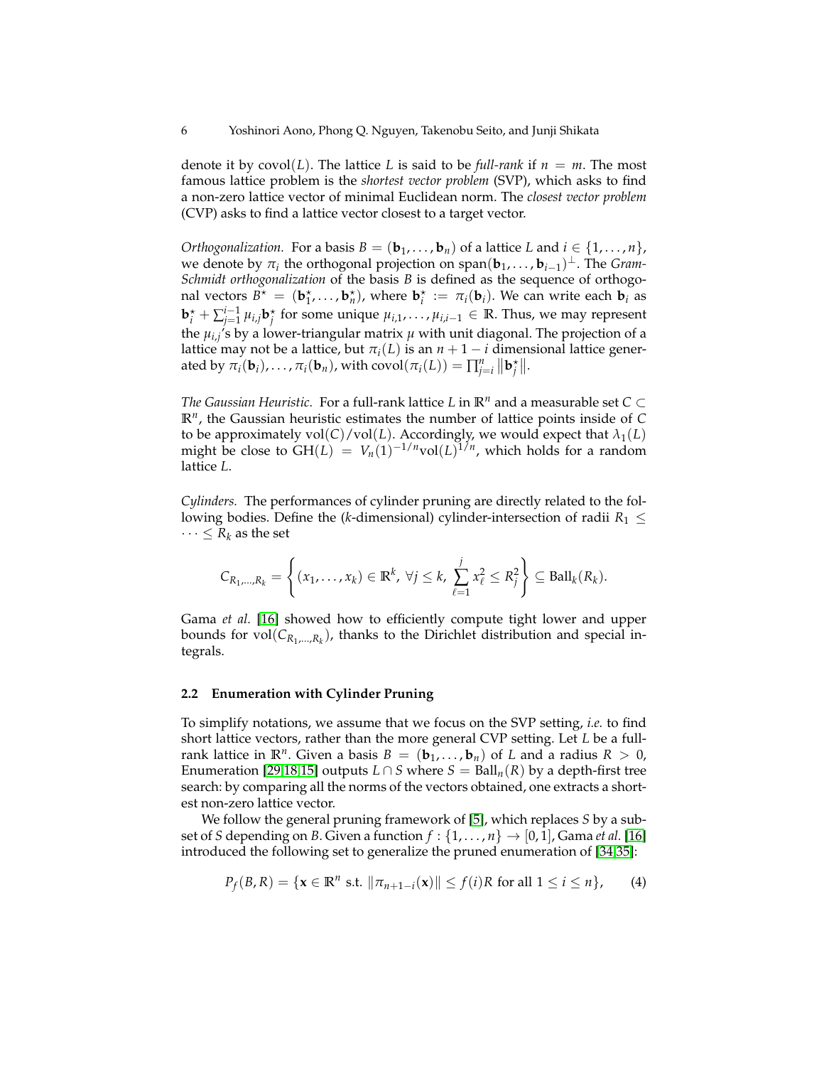denote it by $\text{covol}(L)$. The lattice $L$ is said to be *full-rank* if $n = m$. The most famous lattice problem is the *shortest vector problem* (SVP), which asks to find a non-zero lattice vector of minimal Euclidean norm. The *closest vector problem* (CVP) asks to find a lattice vector closest to a target vector.

*Orthogonalization.* For a basis $B = (\mathbf{b}_1, \ldots, \mathbf{b}_n)$ of a lattice $L$ and $i \in \{1, \ldots, n\}$, we denote by $\pi_i$ the orthogonal projection on $\text{span}(\mathbf{b}_1, \ldots, \mathbf{b}_{i-1})^\perp$. The *Gram-Schmidt orthogonalization* of the basis $B$ is defined as the sequence of orthogonal vectors $B^\star = (\mathbf{b}_1^\star, \ldots, \mathbf{b}_n^\star)$, where $\mathbf{b}_i^\star := \pi_i(\mathbf{b}_i)$. We can write each $\mathbf{b}_i$ as $\mathbf{b}_i^\star + \sum_{j=1}^{i-1} \mu_{i,j} \mathbf{b}_j^\star$ for some unique $\mu_{i,1}, \ldots, \mu_{i,i-1} \in \mathbb{R}$. Thus, we may represent the $\mu_{i,j}$'s by a lower-triangular matrix $\mu$ with unit diagonal. The projection of a lattice may not be a lattice, but $\pi_i(L)$ is an $n+1-i$ dimensional lattice generated by $\pi_i(\mathbf{b}_i), \ldots, \pi_i(\mathbf{b}_n)$, with $\text{covol}(\pi_i(L)) = \prod_{j=i}^{n} \|\mathbf{b}_j^\star\|$.

*The Gaussian Heuristic.* For a full-rank lattice $L$ in $\mathbb{R}^n$ and a measurable set $C \subset \mathbb{R}^n$, the Gaussian heuristic estimates the number of lattice points inside of $C$ to be approximately $\text{vol}(C)/\text{vol}(L)$. Accordingly, we would expect that $\lambda_1(L)$ might be close to $\text{GH}(L) = V_n(1)^{-1/n} \text{vol}(L)^{1/n}$, which holds for a random lattice $L$.

*Cylinders.* The performances of cylinder pruning are directly related to the following bodies. Define the ($k$-dimensional) cylinder-intersection of radii $R_1 \leq \cdots \leq R_k$ as the set

$$C_{R_1,\ldots,R_k} = \left\{ (x_1, \ldots, x_k) \in \mathbb{R}^k,\ \forall j \leq k,\ \sum_{\ell=1}^{j} x_\ell^2 \leq R_j^2 \right\} \subseteq \text{Ball}_k(R_k).$$

Gama *et al.* [16] showed how to efficiently compute tight lower and upper bounds for $\text{vol}(C_{R_1,\ldots,R_k})$, thanks to the Dirichlet distribution and special integrals.

### 2.2 Enumeration with Cylinder Pruning

To simplify notations, we assume that we focus on the SVP setting, *i.e.* to find short lattice vectors, rather than the more general CVP setting. Let $L$ be a full-rank lattice in $\mathbb{R}^n$. Given a basis $B = (\mathbf{b}_1, \ldots, \mathbf{b}_n)$ of $L$ and a radius $R > 0$, Enumeration [29,18,15] outputs $L \cap S$ where $S = \text{Ball}_n(R)$ by a depth-first tree search: by comparing all the norms of the vectors obtained, one extracts a shortest non-zero lattice vector.

We follow the general pruning framework of [5], which replaces $S$ by a subset of $S$ depending on $B$. Given a function $f : \{1, \ldots, n\} \to [0, 1]$, Gama *et al.* [16] introduced the following set to generalize the pruned enumeration of [34,35]:

$$P_f(B, R) = \{\mathbf{x} \in \mathbb{R}^n \text{ s.t. } \|\pi_{n+1-i}(\mathbf{x})\| \leq f(i)R \text{ for all } 1 \leq i \leq n\}, \qquad (4)$$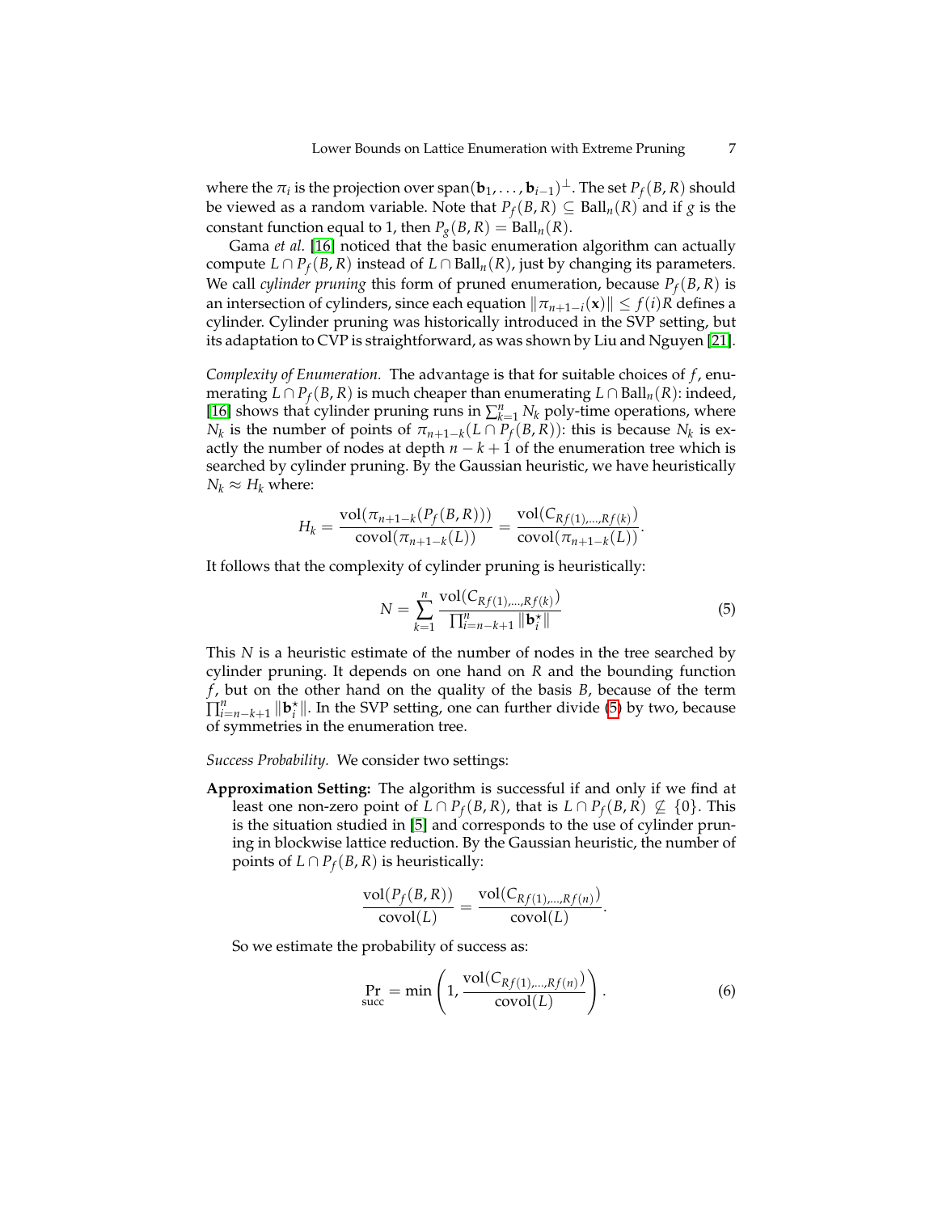where the $\pi_i$ is the projection over $\text{span}(\mathbf{b}_1, \ldots, \mathbf{b}_{i-1})^\perp$. The set $P_f(B, R)$ should be viewed as a random variable. Note that $P_f(B, R) \subseteq \text{Ball}_n(R)$ and if $g$ is the constant function equal to 1, then $P_g(B, R) = \text{Ball}_n(R)$.

Gama *et al.* [16] noticed that the basic enumeration algorithm can actually compute $L \cap P_f(B, R)$ instead of $L \cap \text{Ball}_n(R)$, just by changing its parameters. We call *cylinder pruning* this form of pruned enumeration, because $P_f(B, R)$ is an intersection of cylinders, since each equation $\|\pi_{n+1-i}(\mathbf{x})\| \leq f(i)R$ defines a cylinder. Cylinder pruning was historically introduced in the SVP setting, but its adaptation to CVP is straightforward, as was shown by Liu and Nguyen [21].

*Complexity of Enumeration.* The advantage is that for suitable choices of $f$, enumerating $L \cap P_f(B, R)$ is much cheaper than enumerating $L \cap \text{Ball}_n(R)$: indeed, [16] shows that cylinder pruning runs in $\sum_{k=1}^n N_k$ poly-time operations, where $N_k$ is the number of points of $\pi_{n+1-k}(L \cap P_f(B, R))$: this is because $N_k$ is exactly the number of nodes at depth $n - k + 1$ of the enumeration tree which is searched by cylinder pruning. By the Gaussian heuristic, we have heuristically $N_k \approx H_k$ where:

$$H_k = \frac{\text{vol}(\pi_{n+1-k}(P_f(B, R)))}{\text{covol}(\pi_{n+1-k}(L))} = \frac{\text{vol}(C_{Rf(1),\ldots,Rf(k)})}{\text{covol}(\pi_{n+1-k}(L))}.$$

It follows that the complexity of cylinder pruning is heuristically:

$$N = \sum_{k=1}^{n} \frac{\text{vol}(C_{Rf(1),\ldots,Rf(k)})}{\prod_{i=n-k+1}^{n} \|\mathbf{b}_i^\star\|} \tag{5}$$

This $N$ is a heuristic estimate of the number of nodes in the tree searched by cylinder pruning. It depends on one hand on $R$ and the bounding function $f$, but on the other hand on the quality of the basis $B$, because of the term $\prod_{i=n-k+1}^{n} \|\mathbf{b}_i^\star\|$. In the SVP setting, one can further divide (5) by two, because of symmetries in the enumeration tree.

*Success Probability.* We consider two settings:

**Approximation Setting:** The algorithm is successful if and only if we find at least one non-zero point of $L \cap P_f(B, R)$, that is $L \cap P_f(B, R) \not\subseteq \{0\}$. This is the situation studied in [5] and corresponds to the use of cylinder pruning in blockwise lattice reduction. By the Gaussian heuristic, the number of points of $L \cap P_f(B, R)$ is heuristically:

$$\frac{\text{vol}(P_f(B, R))}{\text{covol}(L)} = \frac{\text{vol}(C_{Rf(1),\ldots,Rf(n)})}{\text{covol}(L)}.$$

So we estimate the probability of success as:

$$\Pr_{\text{succ}} = \min\left(1, \frac{\text{vol}(C_{Rf(1),\ldots,Rf(n)})}{\text{covol}(L)}\right). \tag{6}$$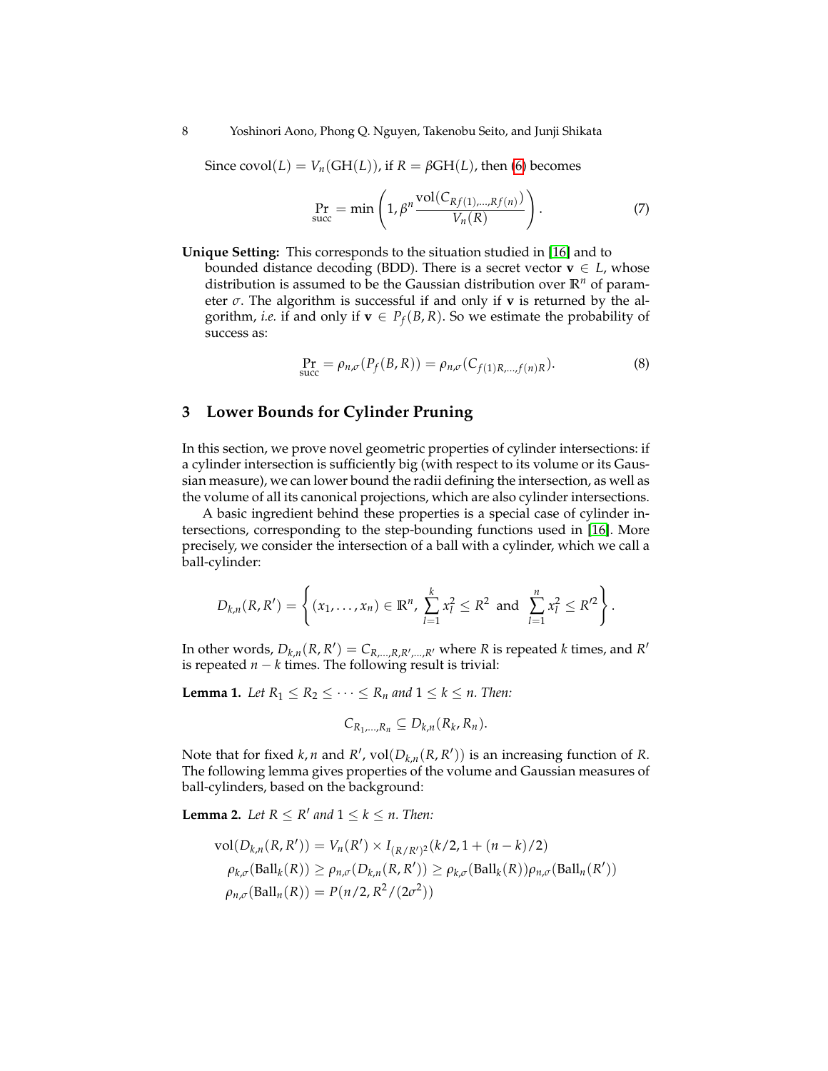Since $\mathrm{covol}(L) = V_n(\mathrm{GH}(L))$, if $R = \beta \mathrm{GH}(L)$, then (6) becomes

$$\Pr_{\text{succ}} = \min\left(1, \beta^n \frac{\mathrm{vol}(C_{Rf(1),\ldots,Rf(n)})}{V_n(R)}\right). \tag{7}$$

**Unique Setting:** This corresponds to the situation studied in [16] and to bounded distance decoding (BDD). There is a secret vector $\mathbf{v} \in L$, whose distribution is assumed to be the Gaussian distribution over $\mathbb{R}^n$ of parameter $\sigma$. The algorithm is successful if and only if $\mathbf{v}$ is returned by the algorithm, *i.e.* if and only if $\mathbf{v} \in P_f(B, R)$. So we estimate the probability of success as:

$$\Pr_{\text{succ}} = \rho_{n,\sigma}(P_f(B,R)) = \rho_{n,\sigma}(C_{f(1)R,\ldots,f(n)R}). \tag{8}$$

## 3 Lower Bounds for Cylinder Pruning

In this section, we prove novel geometric properties of cylinder intersections: if a cylinder intersection is sufficiently big (with respect to its volume or its Gaussian measure), we can lower bound the radii defining the intersection, as well as the volume of all its canonical projections, which are also cylinder intersections.

A basic ingredient behind these properties is a special case of cylinder intersections, corresponding to the step-bounding functions used in [16]. More precisely, we consider the intersection of a ball with a cylinder, which we call a ball-cylinder:

$$D_{k,n}(R, R') = \left\{ (x_1, \ldots, x_n) \in \mathbb{R}^n,\ \sum_{l=1}^{k} x_l^2 \leq R^2 \ \text{and} \ \sum_{l=1}^{n} x_l^2 \leq R'^2 \right\}.$$

In other words, $D_{k,n}(R, R') = C_{R,\ldots,R,R',\ldots,R'}$ where $R$ is repeated $k$ times, and $R'$ is repeated $n-k$ times. The following result is trivial:

**Lemma 1.** *Let $R_1 \leq R_2 \leq \cdots \leq R_n$ and $1 \leq k \leq n$. Then:*

$$C_{R_1,\ldots,R_n} \subseteq D_{k,n}(R_k, R_n).$$

Note that for fixed $k, n$ and $R'$, $\mathrm{vol}(D_{k,n}(R, R'))$ is an increasing function of $R$. The following lemma gives properties of the volume and Gaussian measures of ball-cylinders, based on the background:

**Lemma 2.** *Let $R \leq R'$ and $1 \leq k \leq n$. Then:*

$$\mathrm{vol}(D_{k,n}(R, R')) = V_n(R') \times I_{(R/R')^2}(k/2, 1 + (n-k)/2)$$
$$\rho_{k,\sigma}(\mathrm{Ball}_k(R)) \geq \rho_{n,\sigma}(D_{k,n}(R, R')) \geq \rho_{k,\sigma}(\mathrm{Ball}_k(R))\rho_{n,\sigma}(\mathrm{Ball}_n(R'))$$
$$\rho_{n,\sigma}(\mathrm{Ball}_n(R)) = P(n/2, R^2/(2\sigma^2))$$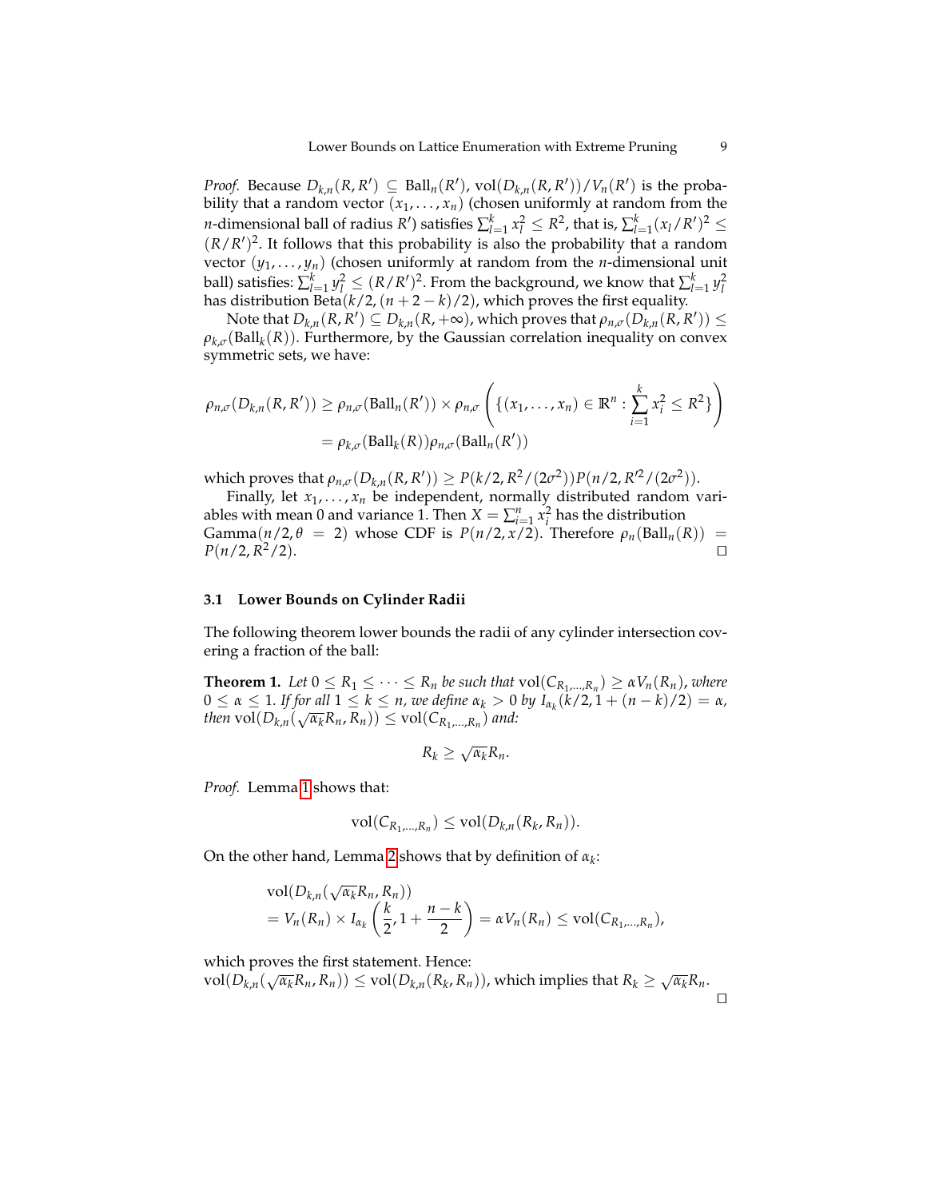*Proof.* Because $D_{k,n}(R, R') \subseteq \text{Ball}_n(R')$, $\text{vol}(D_{k,n}(R, R'))/V_n(R')$ is the probability that a random vector $(x_1, \ldots, x_n)$ (chosen uniformly at random from the $n$-dimensional ball of radius $R'$) satisfies $\sum_{l=1}^{k} x_l^2 \leq R^2$, that is, $\sum_{l=1}^{k}(x_l/R')^2 \leq (R/R')^2$. It follows that this probability is also the probability that a random vector $(y_1, \ldots, y_n)$ (chosen uniformly at random from the $n$-dimensional unit ball) satisfies: $\sum_{l=1}^{k} y_l^2 \leq (R/R')^2$. From the background, we know that $\sum_{l=1}^{k} y_l^2$ has distribution $\text{Beta}(k/2, (n+2-k)/2)$, which proves the first equality.

Note that $D_{k,n}(R, R') \subseteq D_{k,n}(R, +\infty)$, which proves that $\rho_{n,\sigma}(D_{k,n}(R, R')) \leq \rho_{k,\sigma}(\text{Ball}_k(R))$. Furthermore, by the Gaussian correlation inequality on convex symmetric sets, we have:

$$
\begin{aligned}
\rho_{n,\sigma}(D_{k,n}(R, R')) &\geq \rho_{n,\sigma}(\text{Ball}_n(R')) \times \rho_{n,\sigma}\left(\{(x_1, \ldots, x_n) \in \mathbb{R}^n : \sum_{i=1}^{k} x_i^2 \leq R^2\}\right) \\
&= \rho_{k,\sigma}(\text{Ball}_k(R))\rho_{n,\sigma}(\text{Ball}_n(R'))
\end{aligned}
$$

which proves that $\rho_{n,\sigma}(D_{k,n}(R, R')) \geq P(k/2, R^2/(2\sigma^2))P(n/2, R'^2/(2\sigma^2))$.

Finally, let $x_1, \ldots, x_n$ be independent, normally distributed random variables with mean 0 and variance 1. Then $X = \sum_{i=1}^{n} x_i^2$ has the distribution $\text{Gamma}(n/2, \theta = 2)$ whose CDF is $P(n/2, x/2)$. Therefore $\rho_n(\text{Ball}_n(R)) = P(n/2, R^2/2)$. □

### 3.1 Lower Bounds on Cylinder Radii

The following theorem lower bounds the radii of any cylinder intersection covering a fraction of the ball:

**Theorem 1.** *Let $0 \leq R_1 \leq \cdots \leq R_n$ be such that $\text{vol}(C_{R_1,\ldots,R_n}) \geq \alpha V_n(R_n)$, where $0 \leq \alpha \leq 1$. If for all $1 \leq k \leq n$, we define $\alpha_k > 0$ by $I_{\alpha_k}(k/2, 1 + (n-k)/2) = \alpha$, then $\text{vol}(D_{k,n}(\sqrt{\alpha_k}R_n, R_n)) \leq \text{vol}(C_{R_1,\ldots,R_n})$ and:*

$$
R_k \geq \sqrt{\alpha_k} R_n.
$$

*Proof.* Lemma 1 shows that:

$$
\text{vol}(C_{R_1,\ldots,R_n}) \leq \text{vol}(D_{k,n}(R_k, R_n)).
$$

On the other hand, Lemma 2 shows that by definition of $\alpha_k$:

$$
\begin{aligned}
&\text{vol}(D_{k,n}(\sqrt{\alpha_k}R_n, R_n)) \\
&= V_n(R_n) \times I_{\alpha_k}\left(\frac{k}{2}, 1 + \frac{n-k}{2}\right) = \alpha V_n(R_n) \leq \text{vol}(C_{R_1,\ldots,R_n}),
\end{aligned}
$$

which proves the first statement. Hence:
$\text{vol}(D_{k,n}(\sqrt{\alpha_k}R_n, R_n)) \leq \text{vol}(D_{k,n}(R_k, R_n))$, which implies that $R_k \geq \sqrt{\alpha_k}R_n$. □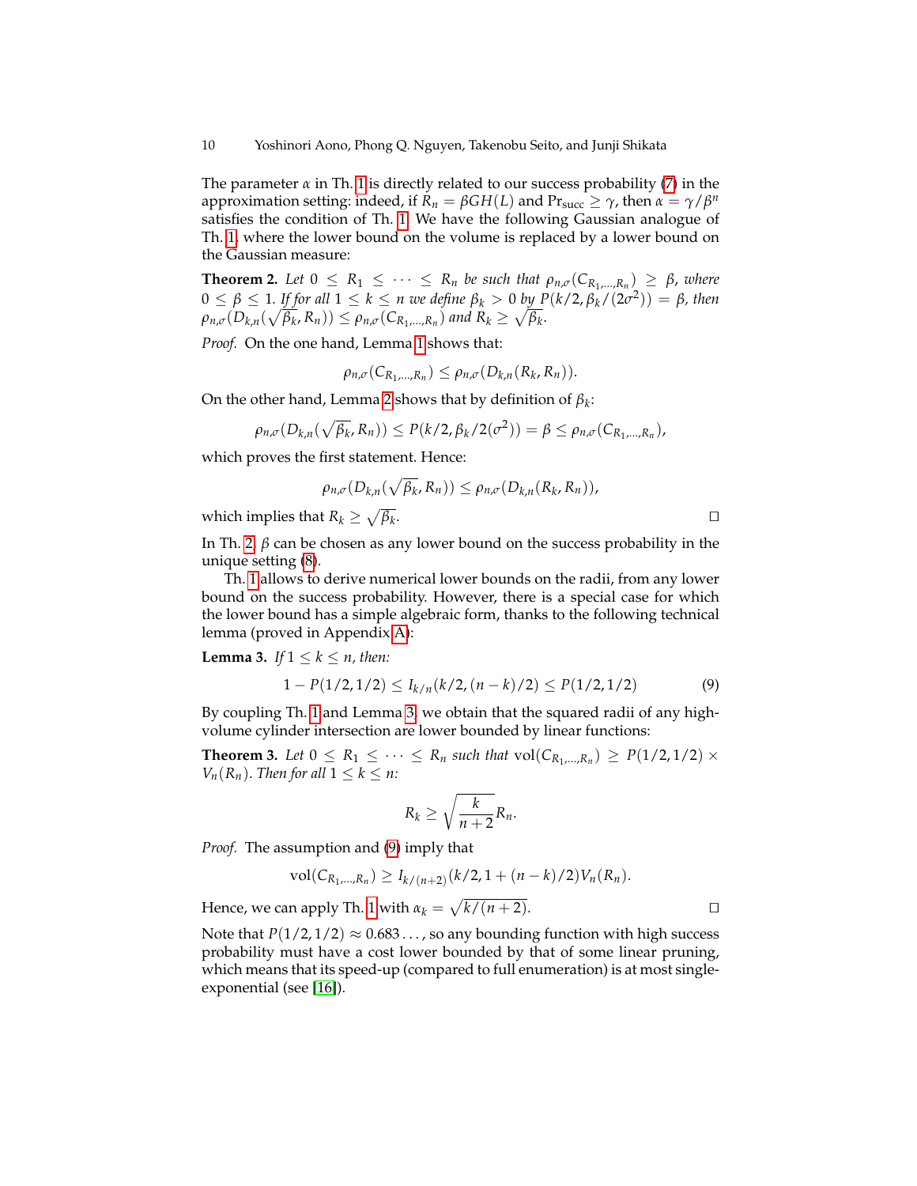The parameter $\alpha$ in Th. 1 is directly related to our success probability (7) in the approximation setting: indeed, if $R_n = \beta GH(L)$ and $\Pr_{\text{succ}} \geq \gamma$, then $\alpha = \gamma/\beta^n$ satisfies the condition of Th. 1. We have the following Gaussian analogue of Th. 1, where the lower bound on the volume is replaced by a lower bound on the Gaussian measure:

**Theorem 2.** *Let $0 \leq R_1 \leq \cdots \leq R_n$ be such that $\rho_{n,\sigma}(C_{R_1,\ldots,R_n}) \geq \beta$, where $0 \leq \beta \leq 1$. If for all $1 \leq k \leq n$ we define $\beta_k > 0$ by $P(k/2, \beta_k/(2\sigma^2)) = \beta$, then $\rho_{n,\sigma}(D_{k,n}(\sqrt{\beta_k}, R_n)) \leq \rho_{n,\sigma}(C_{R_1,\ldots,R_n})$ and $R_k \geq \sqrt{\beta_k}$.*

*Proof.* On the one hand, Lemma 1 shows that:

$$\rho_{n,\sigma}(C_{R_1,\ldots,R_n}) \leq \rho_{n,\sigma}(D_{k,n}(R_k, R_n)).$$

On the other hand, Lemma 2 shows that by definition of $\beta_k$:

$$\rho_{n,\sigma}(D_{k,n}(\sqrt{\beta_k}, R_n)) \leq P(k/2, \beta_k/2(\sigma^2)) = \beta \leq \rho_{n,\sigma}(C_{R_1,\ldots,R_n}),$$

which proves the first statement. Hence:

$$\rho_{n,\sigma}(D_{k,n}(\sqrt{\beta_k}, R_n)) \leq \rho_{n,\sigma}(D_{k,n}(R_k, R_n)),$$

which implies that $R_k \geq \sqrt{\beta_k}$. □

In Th. 2, $\beta$ can be chosen as any lower bound on the success probability in the unique setting (8).

Th. 1 allows to derive numerical lower bounds on the radii, from any lower bound on the success probability. However, there is a special case for which the lower bound has a simple algebraic form, thanks to the following technical lemma (proved in Appendix A):

**Lemma 3.** *If $1 \leq k \leq n$, then:*

$$1 - P(1/2, 1/2) \leq I_{k/n}(k/2, (n-k)/2) \leq P(1/2, 1/2) \tag{9}$$

By coupling Th. 1 and Lemma 3, we obtain that the squared radii of any high-volume cylinder intersection are lower bounded by linear functions:

**Theorem 3.** *Let $0 \leq R_1 \leq \cdots \leq R_n$ such that $\mathrm{vol}(C_{R_1,\ldots,R_n}) \geq P(1/2, 1/2) \times V_n(R_n)$. Then for all $1 \leq k \leq n$:*

$$R_k \geq \sqrt{\frac{k}{n+2}} R_n.$$

*Proof.* The assumption and (9) imply that

$$\mathrm{vol}(C_{R_1,\ldots,R_n}) \geq I_{k/(n+2)}(k/2, 1 + (n-k)/2) V_n(R_n).$$

Hence, we can apply Th. 1 with $\alpha_k = \sqrt{k/(n+2)}$. □

Note that $P(1/2, 1/2) \approx 0.683\ldots$, so any bounding function with high success probability must have a cost lower bounded by that of some linear pruning, which means that its speed-up (compared to full enumeration) is at most single-exponential (see [16]).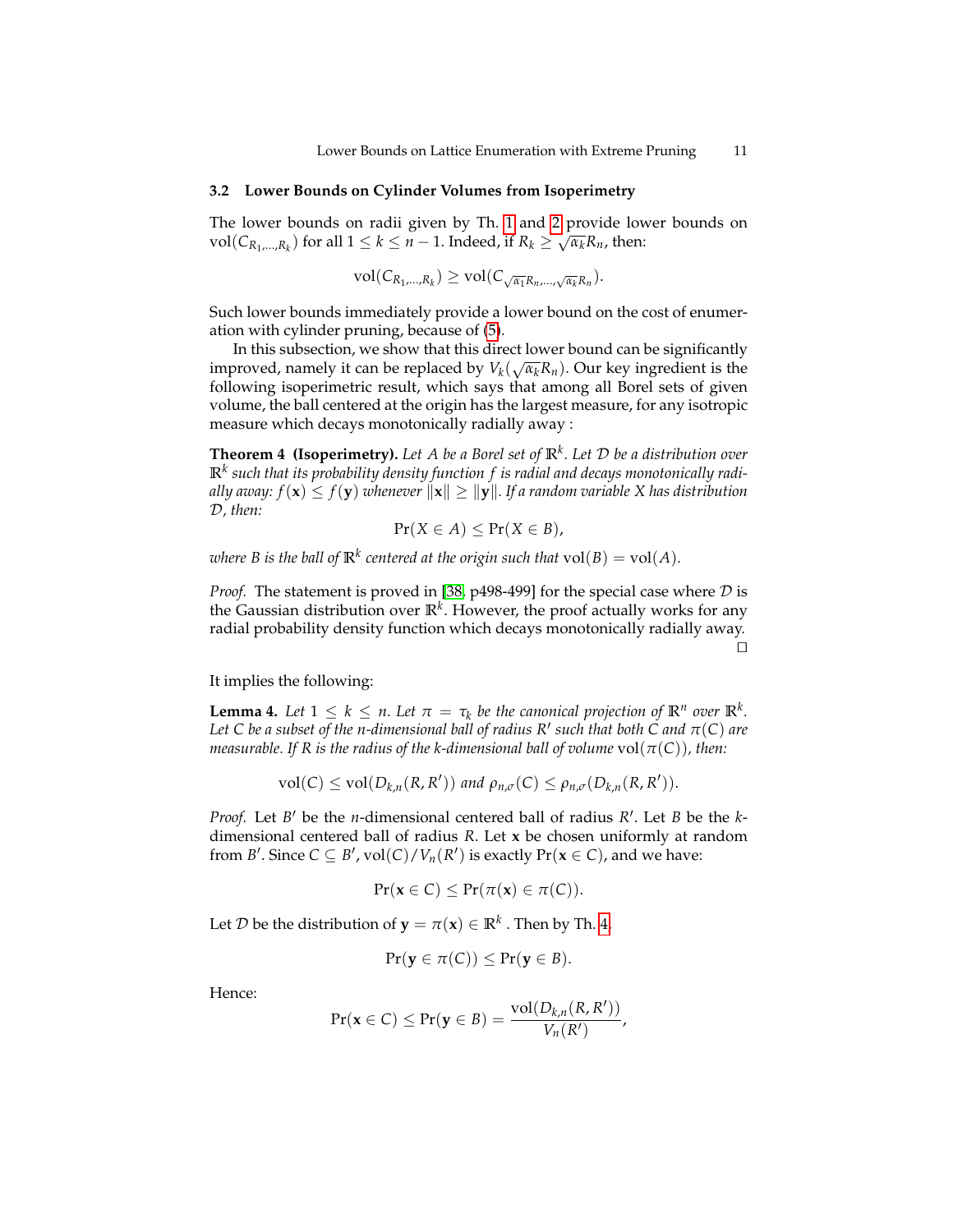### 3.2 Lower Bounds on Cylinder Volumes from Isoperimetry

The lower bounds on radii given by Th. 1 and 2 provide lower bounds on $\mathrm{vol}(C_{R_1,\dots,R_k})$ for all $1 \le k \le n-1$. Indeed, if $R_k \ge \sqrt{\alpha_k} R_n$, then:

$$\mathrm{vol}(C_{R_1,\dots,R_k}) \ge \mathrm{vol}(C_{\sqrt{\alpha_1}R_n,\dots,\sqrt{\alpha_k}R_n}).$$

Such lower bounds immediately provide a lower bound on the cost of enumeration with cylinder pruning, because of (5).

In this subsection, we show that this direct lower bound can be significantly improved, namely it can be replaced by $V_k(\sqrt{\alpha_k}R_n)$. Our key ingredient is the following isoperimetric result, which says that among all Borel sets of given volume, the ball centered at the origin has the largest measure, for any isotropic measure which decays monotonically radially away :

**Theorem 4 (Isoperimetry).** *Let $A$ be a Borel set of $\mathbb{R}^k$. Let $\mathcal{D}$ be a distribution over $\mathbb{R}^k$ such that its probability density function $f$ is radial and decays monotonically radially away: $f(\mathbf{x}) \le f(\mathbf{y})$ whenever $\|\mathbf{x}\| \ge \|\mathbf{y}\|$. If a random variable $X$ has distribution $\mathcal{D}$, then:*

$$\Pr(X \in A) \le \Pr(X \in B),$$

*where $B$ is the ball of $\mathbb{R}^k$ centered at the origin such that $\mathrm{vol}(B) = \mathrm{vol}(A)$.*

*Proof.* The statement is proved in [38, p498-499] for the special case where $\mathcal{D}$ is the Gaussian distribution over $\mathbb{R}^k$. However, the proof actually works for any radial probability density function which decays monotonically radially away. □

It implies the following:

**Lemma 4.** *Let $1 \le k \le n$. Let $\pi = \tau_k$ be the canonical projection of $\mathbb{R}^n$ over $\mathbb{R}^k$. Let $C$ be a subset of the $n$-dimensional ball of radius $R'$ such that both $C$ and $\pi(C)$ are measurable. If $R$ is the radius of the $k$-dimensional ball of volume $\mathrm{vol}(\pi(C))$, then:*

$$\mathrm{vol}(C) \le \mathrm{vol}(D_{k,n}(R,R')) \text{ and } \rho_{n,\sigma}(C) \le \rho_{n,\sigma}(D_{k,n}(R,R')).$$

*Proof.* Let $B'$ be the $n$-dimensional centered ball of radius $R'$. Let $B$ be the $k$-dimensional centered ball of radius $R$. Let $\mathbf{x}$ be chosen uniformly at random from $B'$. Since $C \subseteq B'$, $\mathrm{vol}(C)/V_n(R')$ is exactly $\Pr(\mathbf{x} \in C)$, and we have:

$$\Pr(\mathbf{x} \in C) \le \Pr(\pi(\mathbf{x}) \in \pi(C)).$$

Let $\mathcal{D}$ be the distribution of $\mathbf{y} = \pi(\mathbf{x}) \in \mathbb{R}^k$ . Then by Th. 4,

$$\Pr(\mathbf{y} \in \pi(C)) \le \Pr(\mathbf{y} \in B).$$

Hence:

$$\Pr(\mathbf{x} \in C) \le \Pr(\mathbf{y} \in B) = \frac{\mathrm{vol}(D_{k,n}(R,R'))}{V_n(R')},$$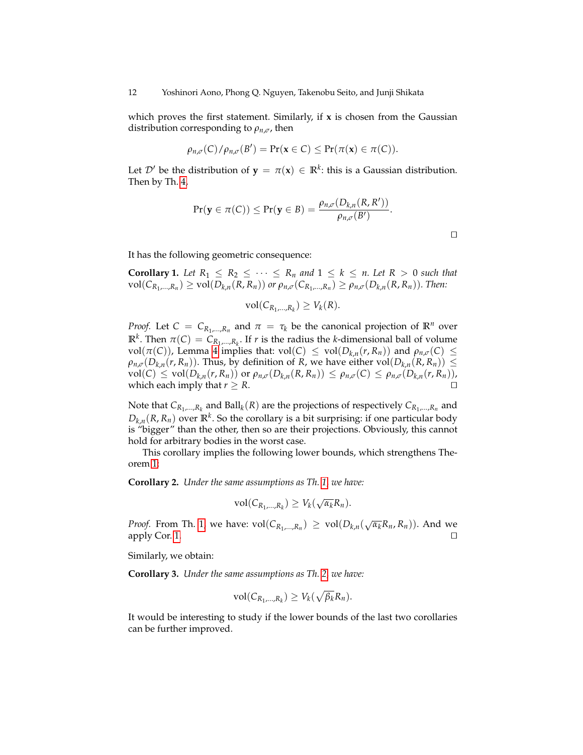which proves the first statement. Similarly, if $\mathbf{x}$ is chosen from the Gaussian distribution corresponding to $\rho_{n,\sigma}$, then

$$\rho_{n,\sigma}(C)/\rho_{n,\sigma}(B') = \Pr(\mathbf{x} \in C) \leq \Pr(\pi(\mathbf{x}) \in \pi(C)).$$

Let $\mathcal{D}'$ be the distribution of $\mathbf{y} = \pi(\mathbf{x}) \in \mathbb{R}^k$: this is a Gaussian distribution. Then by Th. 4,

$$\Pr(\mathbf{y} \in \pi(C)) \leq \Pr(\mathbf{y} \in B) = \frac{\rho_{n,\sigma}(D_{k,n}(R, R'))}{\rho_{n,\sigma}(B')}.$$

□

It has the following geometric consequence:

**Corollary 1.** *Let $R_1 \leq R_2 \leq \cdots \leq R_n$ and $1 \leq k \leq n$. Let $R > 0$ such that $\mathrm{vol}(C_{R_1,\ldots,R_n}) \geq \mathrm{vol}(D_{k,n}(R, R_n))$ or $\rho_{n,\sigma}(C_{R_1,\ldots,R_n}) \geq \rho_{n,\sigma}(D_{k,n}(R, R_n))$. Then:*

$$\mathrm{vol}(C_{R_1,\ldots,R_k}) \geq V_k(R).$$

*Proof.* Let $C = C_{R_1,\ldots,R_n}$ and $\pi = \tau_k$ be the canonical projection of $\mathbb{R}^n$ over $\mathbb{R}^k$. Then $\pi(C) = C_{R_1,\ldots,R_k}$. If $r$ is the radius the $k$-dimensional ball of volume $\mathrm{vol}(\pi(C))$, Lemma 4 implies that: $\mathrm{vol}(C) \leq \mathrm{vol}(D_{k,n}(r, R_n))$ and $\rho_{n,\sigma}(C) \leq \rho_{n,\sigma}(D_{k,n}(r, R_n))$. Thus, by definition of $R$, we have either $\mathrm{vol}(D_{k,n}(R, R_n)) \leq \mathrm{vol}(C) \leq \mathrm{vol}(D_{k,n}(r, R_n))$ or $\rho_{n,\sigma}(D_{k,n}(R, R_n)) \leq \rho_{n,\sigma}(C) \leq \rho_{n,\sigma}(D_{k,n}(r, R_n))$, which each imply that $r \geq R$. □

Note that $C_{R_1,\ldots,R_k}$ and $\mathrm{Ball}_k(R)$ are the projections of respectively $C_{R_1,\ldots,R_n}$ and $D_{k,n}(R, R_n)$ over $\mathbb{R}^k$. So the corollary is a bit surprising: if one particular body is "bigger" than the other, then so are their projections. Obviously, this cannot hold for arbitrary bodies in the worst case.

This corollary implies the following lower bounds, which strengthens Theorem 1:

**Corollary 2.** *Under the same assumptions as Th. 1, we have:*

$$\mathrm{vol}(C_{R_1,\ldots,R_k}) \geq V_k(\sqrt{\alpha_k} R_n).$$

*Proof.* From Th. 1, we have: $\mathrm{vol}(C_{R_1,\ldots,R_n}) \geq \mathrm{vol}(D_{k,n}(\sqrt{\alpha_k} R_n, R_n))$. And we apply Cor. 1. □

Similarly, we obtain:

**Corollary 3.** *Under the same assumptions as Th. 2, we have:*

$$\mathrm{vol}(C_{R_1,\ldots,R_k}) \geq V_k(\sqrt{\beta_k} R_n).$$

It would be interesting to study if the lower bounds of the last two corollaries can be further improved.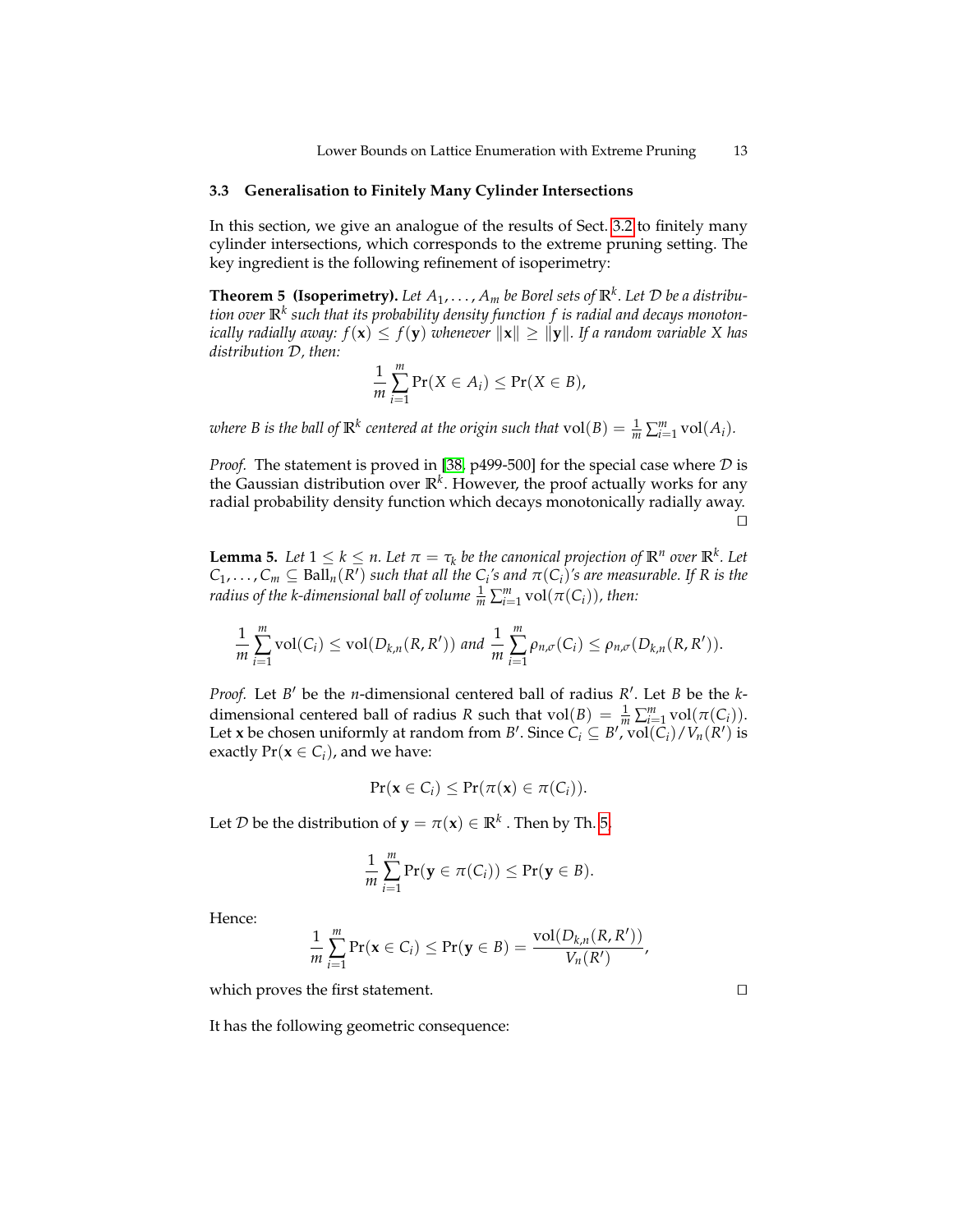### 3.3 Generalisation to Finitely Many Cylinder Intersections

In this section, we give an analogue of the results of Sect. 3.2 to finitely many cylinder intersections, which corresponds to the extreme pruning setting. The key ingredient is the following refinement of isoperimetry:

**Theorem 5 (Isoperimetry).** *Let $A_1, \ldots, A_m$ be Borel sets of $\mathbb{R}^k$. Let $\mathcal{D}$ be a distribution over $\mathbb{R}^k$ such that its probability density function $f$ is radial and decays monotonically radially away: $f(\mathbf{x}) \leq f(\mathbf{y})$ whenever $\|\mathbf{x}\| \geq \|\mathbf{y}\|$. If a random variable $X$ has distribution $\mathcal{D}$, then:*

$$\frac{1}{m} \sum_{i=1}^{m} \Pr(X \in A_i) \leq \Pr(X \in B),$$

*where $B$ is the ball of $\mathbb{R}^k$ centered at the origin such that $\mathrm{vol}(B) = \frac{1}{m} \sum_{i=1}^{m} \mathrm{vol}(A_i)$.*

*Proof.* The statement is proved in [38, p499-500] for the special case where $\mathcal{D}$ is the Gaussian distribution over $\mathbb{R}^k$. However, the proof actually works for any radial probability density function which decays monotonically radially away. □

**Lemma 5.** *Let $1 \leq k \leq n$. Let $\pi = \tau_k$ be the canonical projection of $\mathbb{R}^n$ over $\mathbb{R}^k$. Let $C_1, \ldots, C_m \subseteq \mathrm{Ball}_n(R')$ such that all the $C_i$'s and $\pi(C_i)$'s are measurable. If $R$ is the radius of the $k$-dimensional ball of volume $\frac{1}{m} \sum_{i=1}^{m} \mathrm{vol}(\pi(C_i))$, then:*

$$\frac{1}{m} \sum_{i=1}^{m} \mathrm{vol}(C_i) \leq \mathrm{vol}(D_{k,n}(R, R')) \text{ and } \frac{1}{m} \sum_{i=1}^{m} \rho_{n,\sigma}(C_i) \leq \rho_{n,\sigma}(D_{k,n}(R, R')).$$

*Proof.* Let $B'$ be the $n$-dimensional centered ball of radius $R'$. Let $B$ be the $k$-dimensional centered ball of radius $R$ such that $\mathrm{vol}(B) = \frac{1}{m} \sum_{i=1}^{m} \mathrm{vol}(\pi(C_i))$. Let $\mathbf{x}$ be chosen uniformly at random from $B'$. Since $C_i \subseteq B'$, $\mathrm{vol}(C_i)/V_n(R')$ is exactly $\Pr(\mathbf{x} \in C_i)$, and we have:

$$\Pr(\mathbf{x} \in C_i) \leq \Pr(\pi(\mathbf{x}) \in \pi(C_i)).$$

Let $\mathcal{D}$ be the distribution of $\mathbf{y} = \pi(\mathbf{x}) \in \mathbb{R}^k$ . Then by Th. 5,

$$\frac{1}{m} \sum_{i=1}^{m} \Pr(\mathbf{y} \in \pi(C_i)) \leq \Pr(\mathbf{y} \in B).$$

Hence:

$$\frac{1}{m} \sum_{i=1}^{m} \Pr(\mathbf{x} \in C_i) \leq \Pr(\mathbf{y} \in B) = \frac{\mathrm{vol}(D_{k,n}(R, R'))}{V_n(R')},$$

which proves the first statement. □

It has the following geometric consequence: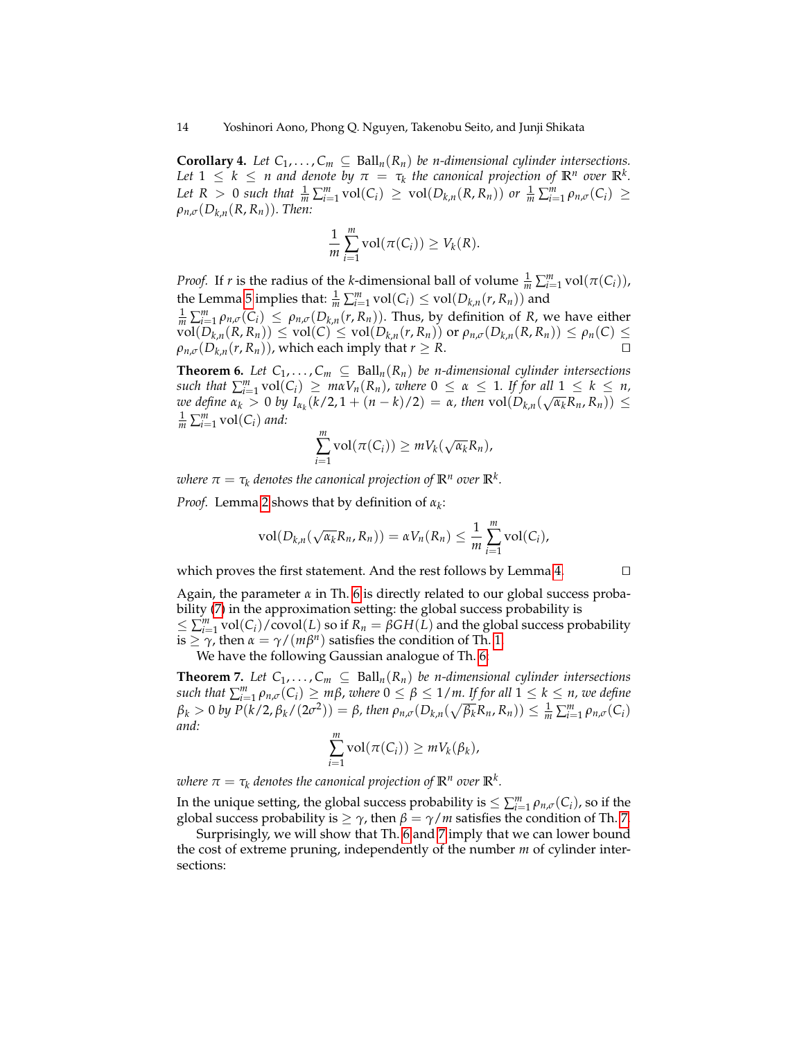**Corollary 4.** *Let $C_1, \ldots, C_m \subseteq \text{Ball}_n(R_n)$ be $n$-dimensional cylinder intersections. Let $1 \leq k \leq n$ and denote by $\pi = \tau_k$ the canonical projection of $\mathbb{R}^n$ over $\mathbb{R}^k$. Let $R > 0$ such that $\frac{1}{m}\sum_{i=1}^m \text{vol}(C_i) \geq \text{vol}(D_{k,n}(R, R_n))$ or $\frac{1}{m}\sum_{i=1}^m \rho_{n,\sigma}(C_i) \geq \rho_{n,\sigma}(D_{k,n}(R, R_n))$. Then:*

$$\frac{1}{m}\sum_{i=1}^m \text{vol}(\pi(C_i)) \geq V_k(R).$$

*Proof.* If $r$ is the radius of the $k$-dimensional ball of volume $\frac{1}{m}\sum_{i=1}^m \text{vol}(\pi(C_i))$, the Lemma 5 implies that: $\frac{1}{m}\sum_{i=1}^m \text{vol}(C_i) \leq \text{vol}(D_{k,n}(r, R_n))$ and $\frac{1}{m}\sum_{i=1}^m \rho_{n,\sigma}(C_i) \leq \rho_{n,\sigma}(D_{k,n}(r, R_n))$. Thus, by definition of $R$, we have either $\text{vol}(D_{k,n}(R, R_n)) \leq \text{vol}(C) \leq \text{vol}(D_{k,n}(r, R_n))$ or $\rho_{n,\sigma}(D_{k,n}(R, R_n)) \leq \rho_n(C) \leq \rho_{n,\sigma}(D_{k,n}(r, R_n))$, which each imply that $r \geq R$. □

**Theorem 6.** *Let $C_1, \ldots, C_m \subseteq \text{Ball}_n(R_n)$ be $n$-dimensional cylinder intersections such that $\sum_{i=1}^m \text{vol}(C_i) \geq m\alpha V_n(R_n)$, where $0 \leq \alpha \leq 1$. If for all $1 \leq k \leq n$, we define $\alpha_k > 0$ by $I_{\alpha_k}(k/2, 1 + (n-k)/2) = \alpha$, then $\text{vol}(D_{k,n}(\sqrt{\alpha_k}R_n, R_n)) \leq \frac{1}{m}\sum_{i=1}^m \text{vol}(C_i)$ and:*

$$\sum_{i=1}^m \text{vol}(\pi(C_i)) \geq mV_k(\sqrt{\alpha_k}R_n),$$

*where $\pi = \tau_k$ denotes the canonical projection of $\mathbb{R}^n$ over $\mathbb{R}^k$.*

*Proof.* Lemma 2 shows that by definition of $\alpha_k$:

$$\text{vol}(D_{k,n}(\sqrt{\alpha_k}R_n, R_n)) = \alpha V_n(R_n) \leq \frac{1}{m}\sum_{i=1}^m \text{vol}(C_i),$$

which proves the first statement. And the rest follows by Lemma 4. □

Again, the parameter $\alpha$ in Th. 6 is directly related to our global success probability (7) in the approximation setting: the global success probability is $\leq \sum_{i=1}^m \text{vol}(C_i)/\text{covol}(L)$ so if $R_n = \beta GH(L)$ and the global success probability is $\geq \gamma$, then $\alpha = \gamma/(m\beta^n)$ satisfies the condition of Th. 1.

We have the following Gaussian analogue of Th. 6.

**Theorem 7.** *Let $C_1, \ldots, C_m \subseteq \text{Ball}_n(R_n)$ be $n$-dimensional cylinder intersections such that $\sum_{i=1}^m \rho_{n,\sigma}(C_i) \geq m\beta$, where $0 \leq \beta \leq 1/m$. If for all $1 \leq k \leq n$, we define $\beta_k > 0$ by $P(k/2, \beta_k/(2\sigma^2)) = \beta$, then $\rho_{n,\sigma}(D_{k,n}(\sqrt{\beta_k}R_n, R_n)) \leq \frac{1}{m}\sum_{i=1}^m \rho_{n,\sigma}(C_i)$ and:*

$$\sum_{i=1}^m \text{vol}(\pi(C_i)) \geq mV_k(\beta_k),$$

*where $\pi = \tau_k$ denotes the canonical projection of $\mathbb{R}^n$ over $\mathbb{R}^k$.*

In the unique setting, the global success probability is $\leq \sum_{i=1}^m \rho_{n,\sigma}(C_i)$, so if the global success probability is $\geq \gamma$, then $\beta = \gamma/m$ satisfies the condition of Th. 7.

Surprisingly, we will show that Th. 6 and 7 imply that we can lower bound the cost of extreme pruning, independently of the number $m$ of cylinder intersections: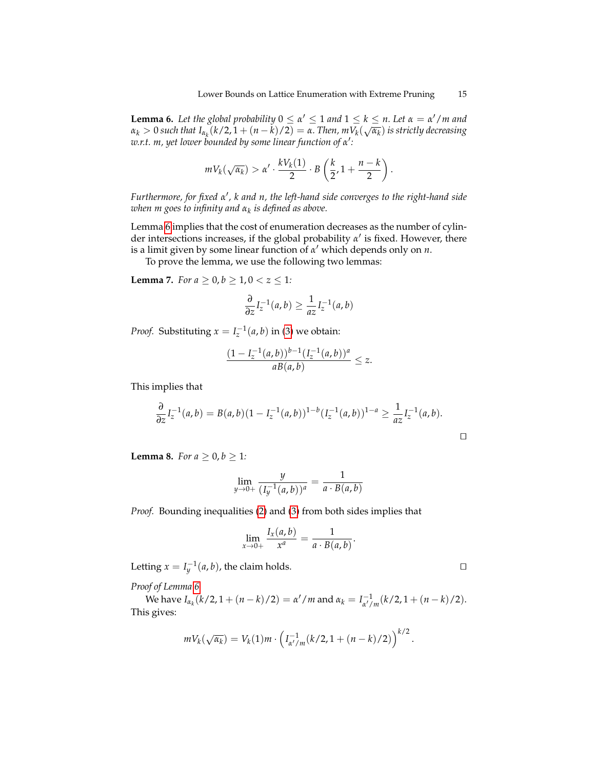**Lemma 6.** *Let the global probability $0 \leq \alpha' \leq 1$ and $1 \leq k \leq n$. Let $\alpha = \alpha'/m$ and $\alpha_k > 0$ such that $I_{\alpha_k}(k/2, 1 + (n-k)/2) = \alpha$. Then, $mV_k(\sqrt{\alpha_k})$ is strictly decreasing w.r.t. $m$, yet lower bounded by some linear function of $\alpha'$:*

$$mV_k(\sqrt{\alpha_k}) > \alpha' \cdot \frac{kV_k(1)}{2} \cdot B\left(\frac{k}{2}, 1 + \frac{n-k}{2}\right).$$

*Furthermore, for fixed $\alpha'$, $k$ and $n$, the left-hand side converges to the right-hand side when $m$ goes to infinity and $\alpha_k$ is defined as above.*

Lemma 6 implies that the cost of enumeration decreases as the number of cylinder intersections increases, if the global probability $\alpha'$ is fixed. However, there is a limit given by some linear function of $\alpha'$ which depends only on $n$.

To prove the lemma, we use the following two lemmas:

**Lemma 7.** *For $a \geq 0, b \geq 1, 0 < z \leq 1$:*

$$\frac{\partial}{\partial z} I_z^{-1}(a,b) \geq \frac{1}{az} I_z^{-1}(a,b)$$

*Proof.* Substituting $x = I_z^{-1}(a,b)$ in (3) we obtain:

$$\frac{(1 - I_z^{-1}(a,b))^{b-1}(I_z^{-1}(a,b))^a}{aB(a,b)} \leq z.$$

This implies that

$$\frac{\partial}{\partial z} I_z^{-1}(a,b) = B(a,b)(1 - I_z^{-1}(a,b))^{1-b}(I_z^{-1}(a,b))^{1-a} \geq \frac{1}{az} I_z^{-1}(a,b).$$

□

**Lemma 8.** *For $a \geq 0, b \geq 1$:*

$$\lim_{y \to 0+} \frac{y}{(I_y^{-1}(a,b))^a} = \frac{1}{a \cdot B(a,b)}$$

*Proof.* Bounding inequalities (2) and (3) from both sides implies that

$$\lim_{x \to 0+} \frac{I_x(a,b)}{x^a} = \frac{1}{a \cdot B(a,b)}.$$

Letting $x = I_y^{-1}(a,b)$, the claim holds. □

*Proof of Lemma 6.*

We have $I_{\alpha_k}(k/2, 1 + (n-k)/2) = \alpha'/m$ and $\alpha_k = I_{\alpha'/m}^{-1}(k/2, 1 + (n-k)/2)$. This gives:

$$mV_k(\sqrt{\alpha_k}) = V_k(1)m \cdot \left(I_{\alpha'/m}^{-1}(k/2, 1 + (n-k)/2)\right)^{k/2}.$$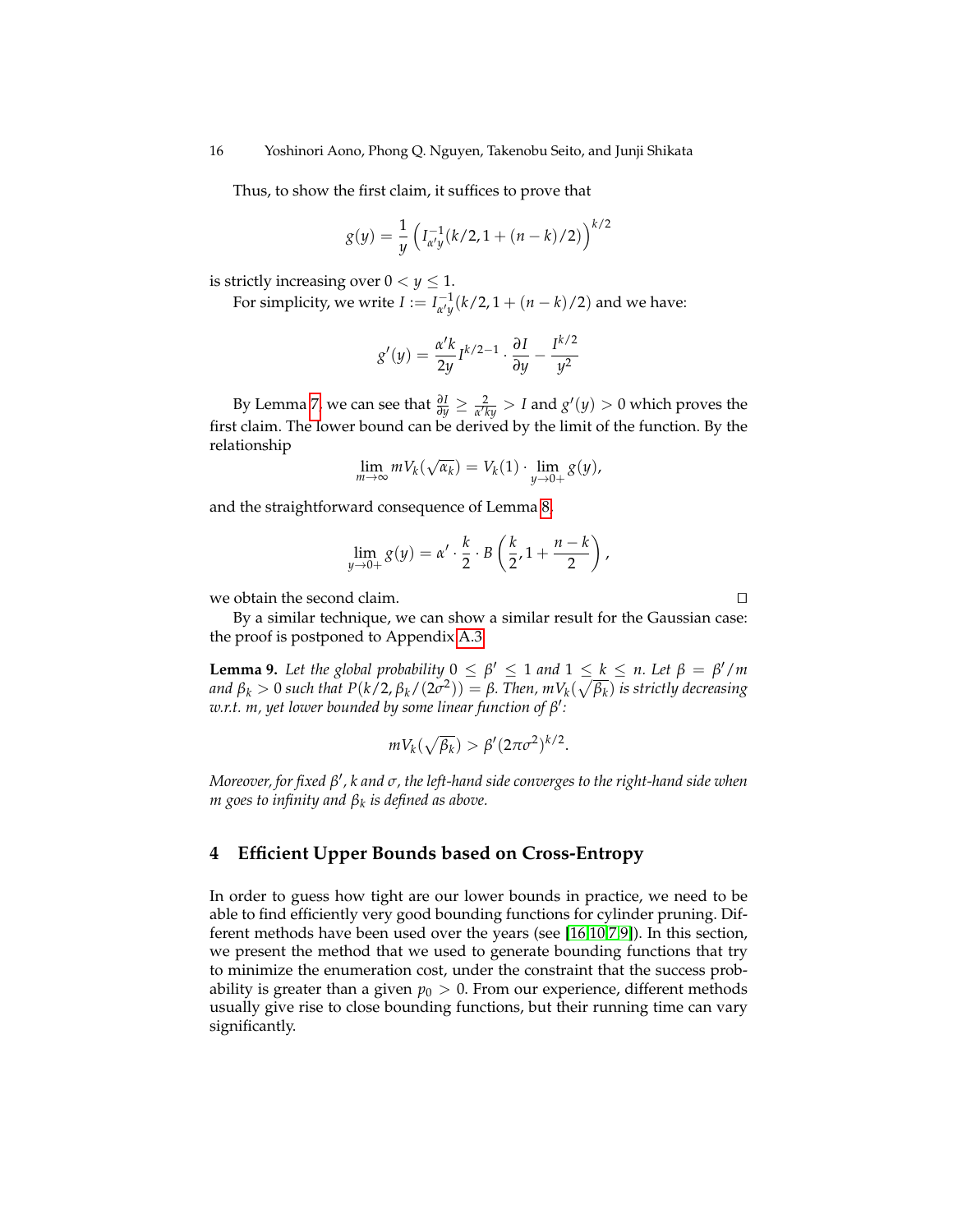Thus, to show the first claim, it suffices to prove that

$$g(y) = \frac{1}{y}\left(I^{-1}_{\alpha' y}(k/2, 1 + (n-k)/2)\right)^{k/2}$$

is strictly increasing over $0 < y \leq 1$.

For simplicity, we write $I := I^{-1}_{\alpha' y}(k/2, 1 + (n-k)/2)$ and we have:

$$g'(y) = \frac{\alpha' k}{2y} I^{k/2-1} \cdot \frac{\partial I}{\partial y} - \frac{I^{k/2}}{y^2}$$

By Lemma 7, we can see that $\frac{\partial I}{\partial y} \geq \frac{2}{\alpha' k y} > I$ and $g'(y) > 0$ which proves the first claim. The lower bound can be derived by the limit of the function. By the relationship

$$\lim_{m\to\infty} m V_k(\sqrt{\alpha_k}) = V_k(1) \cdot \lim_{y\to 0+} g(y),$$

and the straightforward consequence of Lemma 8,

$$\lim_{y\to 0+} g(y) = \alpha' \cdot \frac{k}{2} \cdot B\left(\frac{k}{2}, 1 + \frac{n-k}{2}\right),$$

we obtain the second claim. □

By a similar technique, we can show a similar result for the Gaussian case: the proof is postponed to Appendix A.3.

**Lemma 9.** *Let the global probability $0 \leq \beta' \leq 1$ and $1 \leq k \leq n$. Let $\beta = \beta'/m$ and $\beta_k > 0$ such that $P(k/2, \beta_k/(2\sigma^2)) = \beta$. Then, $mV_k(\sqrt{\beta_k})$ is strictly decreasing w.r.t. $m$, yet lower bounded by some linear function of $\beta'$:*

$$mV_k(\sqrt{\beta_k}) > \beta'(2\pi\sigma^2)^{k/2}.$$

*Moreover, for fixed $\beta'$, $k$ and $\sigma$, the left-hand side converges to the right-hand side when $m$ goes to infinity and $\beta_k$ is defined as above.*

## 4 Efficient Upper Bounds based on Cross-Entropy

In order to guess how tight are our lower bounds in practice, we need to be able to find efficiently very good bounding functions for cylinder pruning. Different methods have been used over the years (see [16,10,7,9]). In this section, we present the method that we used to generate bounding functions that try to minimize the enumeration cost, under the constraint that the success probability is greater than a given $p_0 > 0$. From our experience, different methods usually give rise to close bounding functions, but their running time can vary significantly.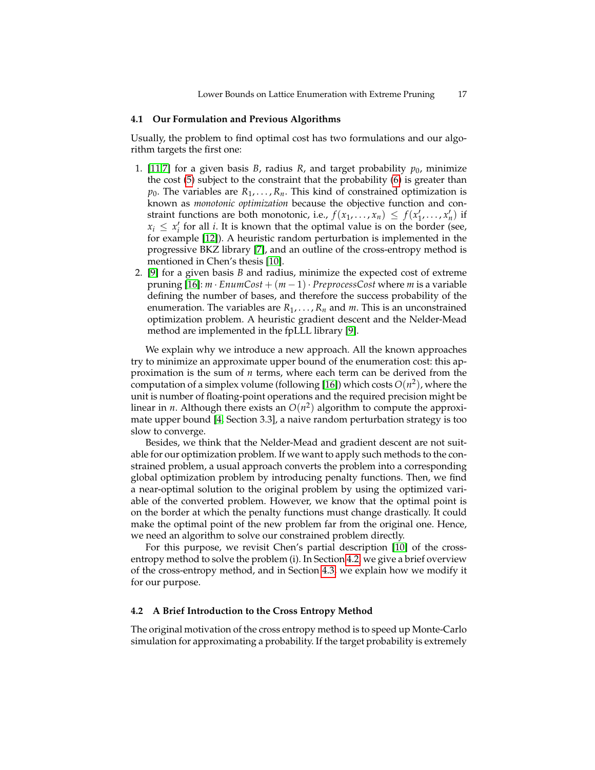### 4.1 Our Formulation and Previous Algorithms

Usually, the problem to find optimal cost has two formulations and our algorithm targets the first one:

1. [11,7] for a given basis $B$, radius $R$, and target probability $p_0$, minimize the cost (5) subject to the constraint that the probability (6) is greater than $p_0$. The variables are $R_1, \ldots, R_n$. This kind of constrained optimization is known as *monotonic optimization* because the objective function and constraint functions are both monotonic, i.e., $f(x_1, \ldots, x_n) \leq f(x'_1, \ldots, x'_n)$ if $x_i \leq x'_i$ for all $i$. It is known that the optimal value is on the border (see, for example [12]). A heuristic random perturbation is implemented in the progressive BKZ library [7], and an outline of the cross-entropy method is mentioned in Chen's thesis [10].
2. [9] for a given basis $B$ and radius, minimize the expected cost of extreme pruning [16]: $m \cdot \mathit{EnumCost} + (m-1) \cdot \mathit{PreprocessCost}$ where $m$ is a variable defining the number of bases, and therefore the success probability of the enumeration. The variables are $R_1, \ldots, R_n$ and $m$. This is an unconstrained optimization problem. A heuristic gradient descent and the Nelder-Mead method are implemented in the fpLLL library [9].

We explain why we introduce a new approach. All the known approaches try to minimize an approximate upper bound of the enumeration cost: this approximation is the sum of $n$ terms, where each term can be derived from the computation of a simplex volume (following [16]) which costs $O(n^2)$, where the unit is number of floating-point operations and the required precision might be linear in $n$. Although there exists an $O(n^2)$ algorithm to compute the approximate upper bound [4, Section 3.3], a naive random perturbation strategy is too slow to converge.

Besides, we think that the Nelder-Mead and gradient descent are not suitable for our optimization problem. If we want to apply such methods to the constrained problem, a usual approach converts the problem into a corresponding global optimization problem by introducing penalty functions. Then, we find a near-optimal solution to the original problem by using the optimized variable of the converted problem. However, we know that the optimal point is on the border at which the penalty functions must change drastically. It could make the optimal point of the new problem far from the original one. Hence, we need an algorithm to solve our constrained problem directly.

For this purpose, we revisit Chen's partial description [10] of the cross-entropy method to solve the problem (i). In Section 4.2, we give a brief overview of the cross-entropy method, and in Section 4.3, we explain how we modify it for our purpose.

### 4.2 A Brief Introduction to the Cross Entropy Method

The original motivation of the cross entropy method is to speed up Monte-Carlo simulation for approximating a probability. If the target probability is extremely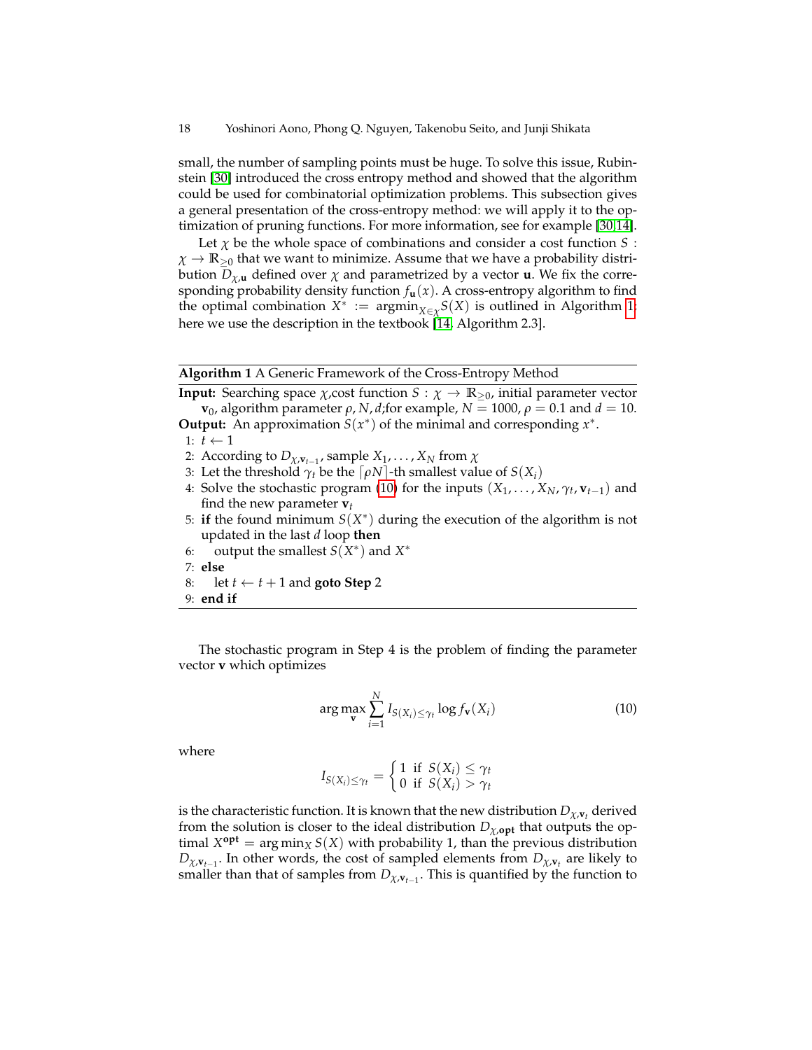small, the number of sampling points must be huge. To solve this issue, Rubinstein [30] introduced the cross entropy method and showed that the algorithm could be used for combinatorial optimization problems. This subsection gives a general presentation of the cross-entropy method: we will apply it to the optimization of pruning functions. For more information, see for example [30,14].

Let $\chi$ be the whole space of combinations and consider a cost function $S : \chi \to \mathbb{R}_{\geq 0}$ that we want to minimize. Assume that we have a probability distribution $D_{\chi,\mathbf{u}}$ defined over $\chi$ and parametrized by a vector $\mathbf{u}$. We fix the corresponding probability density function $f_{\mathbf{u}}(x)$. A cross-entropy algorithm to find the optimal combination $X^* := \mathrm{argmin}_{X \in \chi} S(X)$ is outlined in Algorithm 1: here we use the description in the textbook [14, Algorithm 2.3].

**Algorithm 1** A Generic Framework of the Cross-Entropy Method

**Input:** Searching space $\chi$,cost function $S : \chi \to \mathbb{R}_{\geq 0}$, initial parameter vector $\mathbf{v}_0$, algorithm parameter $\rho, N, d$;for example, $N = 1000$, $\rho = 0.1$ and $d = 10$.
**Output:** An approximation $S(x^*)$ of the minimal and corresponding $x^*$.

1: $t \leftarrow 1$
2: According to $D_{\chi,\mathbf{v}_{t-1}}$, sample $X_1, \ldots, X_N$ from $\chi$
3: Let the threshold $\gamma_t$ be the $\lceil \rho N \rceil$-th smallest value of $S(X_i)$
4: Solve the stochastic program (10) for the inputs $(X_1, \ldots, X_N, \gamma_t, \mathbf{v}_{t-1})$ and find the new parameter $\mathbf{v}_t$
5: **if** the found minimum $S(X^*)$ during the execution of the algorithm is not updated in the last $d$ loop **then**
6: &nbsp;&nbsp;&nbsp;&nbsp;output the smallest $S(X^*)$ and $X^*$
7: **else**
8: &nbsp;&nbsp;&nbsp;&nbsp;let $t \leftarrow t + 1$ and **goto Step** 2
9: **end if**

The stochastic program in Step 4 is the problem of finding the parameter vector $\mathbf{v}$ which optimizes

$$\arg\max_{\mathbf{v}} \sum_{i=1}^{N} I_{S(X_i) \leq \gamma_t} \log f_{\mathbf{v}}(X_i) \tag{10}$$

where

$$I_{S(X_i) \leq \gamma_t} = \begin{cases} 1 & \text{if } S(X_i) \leq \gamma_t \\ 0 & \text{if } S(X_i) > \gamma_t \end{cases}$$

is the characteristic function. It is known that the new distribution $D_{\chi,\mathbf{v}_t}$ derived from the solution is closer to the ideal distribution $D_{\chi,\mathbf{opt}}$ that outputs the optimal $X^{\mathbf{opt}} = \arg\min_X S(X)$ with probability 1, than the previous distribution $D_{\chi,\mathbf{v}_{t-1}}$. In other words, the cost of sampled elements from $D_{\chi,\mathbf{v}_t}$ are likely to smaller than that of samples from $D_{\chi,\mathbf{v}_{t-1}}$. This is quantified by the function to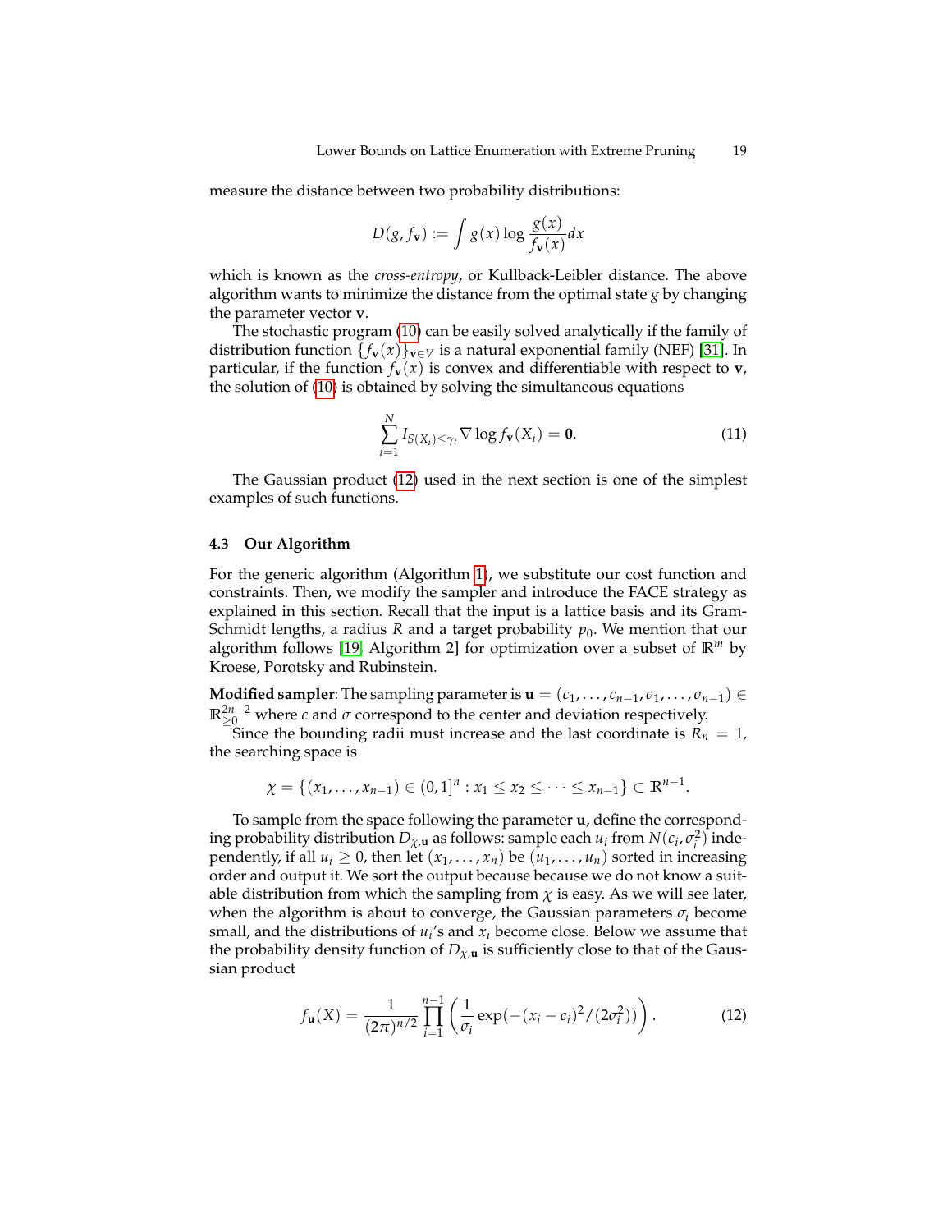measure the distance between two probability distributions:

$$D(g, f_{\mathbf{v}}) := \int g(x) \log \frac{g(x)}{f_{\mathbf{v}}(x)} dx$$

which is known as the *cross-entropy*, or Kullback-Leibler distance. The above algorithm wants to minimize the distance from the optimal state $g$ by changing the parameter vector $\mathbf{v}$.

The stochastic program (10) can be easily solved analytically if the family of distribution function $\{f_{\mathbf{v}}(x)\}_{\mathbf{v} \in V}$ is a natural exponential family (NEF) [31]. In particular, if the function $f_{\mathbf{v}}(x)$ is convex and differentiable with respect to $\mathbf{v}$, the solution of (10) is obtained by solving the simultaneous equations

$$\sum_{i=1}^{N} I_{S(X_i) \le \gamma_t} \nabla \log f_{\mathbf{v}}(X_i) = \mathbf{0}. \tag{11}$$

The Gaussian product (12) used in the next section is one of the simplest examples of such functions.

### 4.3 Our Algorithm

For the generic algorithm (Algorithm 1), we substitute our cost function and constraints. Then, we modify the sampler and introduce the FACE strategy as explained in this section. Recall that the input is a lattice basis and its Gram-Schmidt lengths, a radius $R$ and a target probability $p_0$. We mention that our algorithm follows [19, Algorithm 2] for optimization over a subset of $\mathbb{R}^m$ by Kroese, Porotsky and Rubinstein.

**Modified sampler**: The sampling parameter is $\mathbf{u} = (c_1, \ldots, c_{n-1}, \sigma_1, \ldots, \sigma_{n-1}) \in \mathbb{R}^{2n-2}_{\ge 0}$ where $c$ and $\sigma$ correspond to the center and deviation respectively.

Since the bounding radii must increase and the last coordinate is $R_n = 1$, the searching space is

$$\chi = \{(x_1, \ldots, x_{n-1}) \in (0, 1]^n : x_1 \le x_2 \le \cdots \le x_{n-1}\} \subset \mathbb{R}^{n-1}.$$

To sample from the space following the parameter $\mathbf{u}$, define the corresponding probability distribution $D_{\chi,\mathbf{u}}$ as follows: sample each $u_i$ from $N(c_i, \sigma_i^2)$ independently, if all $u_i \ge 0$, then let $(x_1, \ldots, x_n)$ be $(u_1, \ldots, u_n)$ sorted in increasing order and output it. We sort the output because because we do not know a suitable distribution from which the sampling from $\chi$ is easy. As we will see later, when the algorithm is about to converge, the Gaussian parameters $\sigma_i$ become small, and the distributions of $u_i$'s and $x_i$ become close. Below we assume that the probability density function of $D_{\chi,\mathbf{u}}$ is sufficiently close to that of the Gaussian product

$$f_{\mathbf{u}}(X) = \frac{1}{(2\pi)^{n/2}} \prod_{i=1}^{n-1} \left( \frac{1}{\sigma_i} \exp(-(x_i - c_i)^2 / (2\sigma_i^2)) \right). \tag{12}$$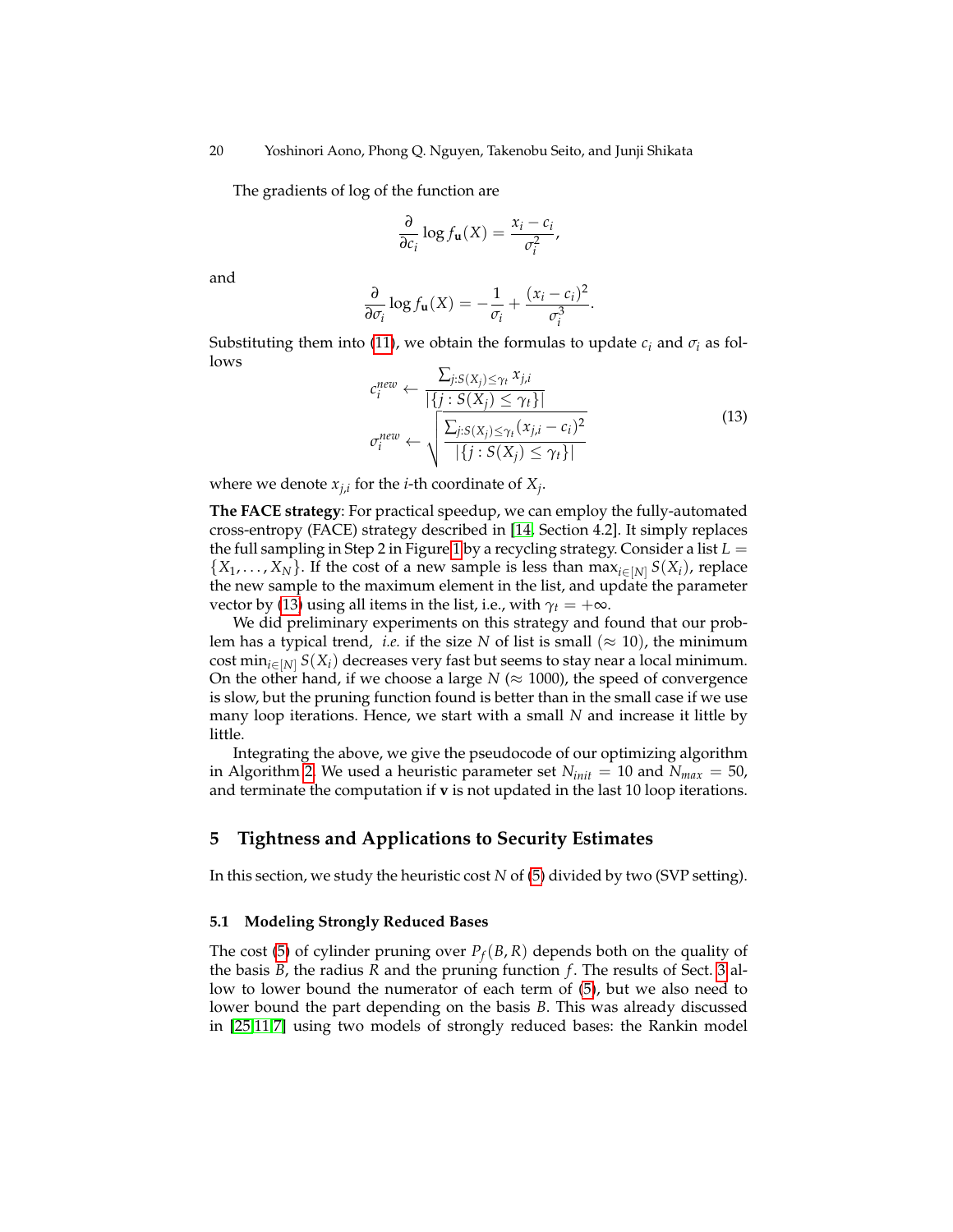The gradients of log of the function are

$$\frac{\partial}{\partial c_i} \log f_{\mathbf{u}}(X) = \frac{x_i - c_i}{\sigma_i^2},$$

and

$$\frac{\partial}{\partial \sigma_i} \log f_{\mathbf{u}}(X) = -\frac{1}{\sigma_i} + \frac{(x_i - c_i)^2}{\sigma_i^3}.$$

Substituting them into (11), we obtain the formulas to update $c_i$ and $\sigma_i$ as follows

$$\begin{aligned} c_i^{new} &\leftarrow \frac{\sum_{j:S(X_j)\leq\gamma_t} x_{j,i}}{|\{j : S(X_j) \leq \gamma_t\}|} \\ \sigma_i^{new} &\leftarrow \sqrt{\frac{\sum_{j:S(X_j)\leq\gamma_t} (x_{j,i} - c_i)^2}{|\{j : S(X_j) \leq \gamma_t\}|}} \end{aligned} \tag{13}$$

where we denote $x_{j,i}$ for the $i$-th coordinate of $X_j$.

**The FACE strategy**: For practical speedup, we can employ the fully-automated cross-entropy (FACE) strategy described in [14, Section 4.2]. It simply replaces the full sampling in Step 2 in Figure 1 by a recycling strategy. Consider a list $L = \{X_1, \ldots, X_N\}$. If the cost of a new sample is less than $\max_{i\in[N]} S(X_i)$, replace the new sample to the maximum element in the list, and update the parameter vector by (13) using all items in the list, i.e., with $\gamma_t = +\infty$.

We did preliminary experiments on this strategy and found that our problem has a typical trend, *i.e.* if the size $N$ of list is small ($\approx 10$), the minimum cost $\min_{i\in[N]} S(X_i)$ decreases very fast but seems to stay near a local minimum. On the other hand, if we choose a large $N$ ($\approx 1000$), the speed of convergence is slow, but the pruning function found is better than in the small case if we use many loop iterations. Hence, we start with a small $N$ and increase it little by little.

Integrating the above, we give the pseudocode of our optimizing algorithm in Algorithm 2. We used a heuristic parameter set $N_{init} = 10$ and $N_{max} = 50$, and terminate the computation if $\mathbf{v}$ is not updated in the last 10 loop iterations.

## 5 Tightness and Applications to Security Estimates

In this section, we study the heuristic cost $N$ of (5) divided by two (SVP setting).

### 5.1 Modeling Strongly Reduced Bases

The cost (5) of cylinder pruning over $P_f(B, R)$ depends both on the quality of the basis $B$, the radius $R$ and the pruning function $f$. The results of Sect. 3 allow to lower bound the numerator of each term of (5), but we also need to lower bound the part depending on the basis $B$. This was already discussed in [25,11,7] using two models of strongly reduced bases: the Rankin model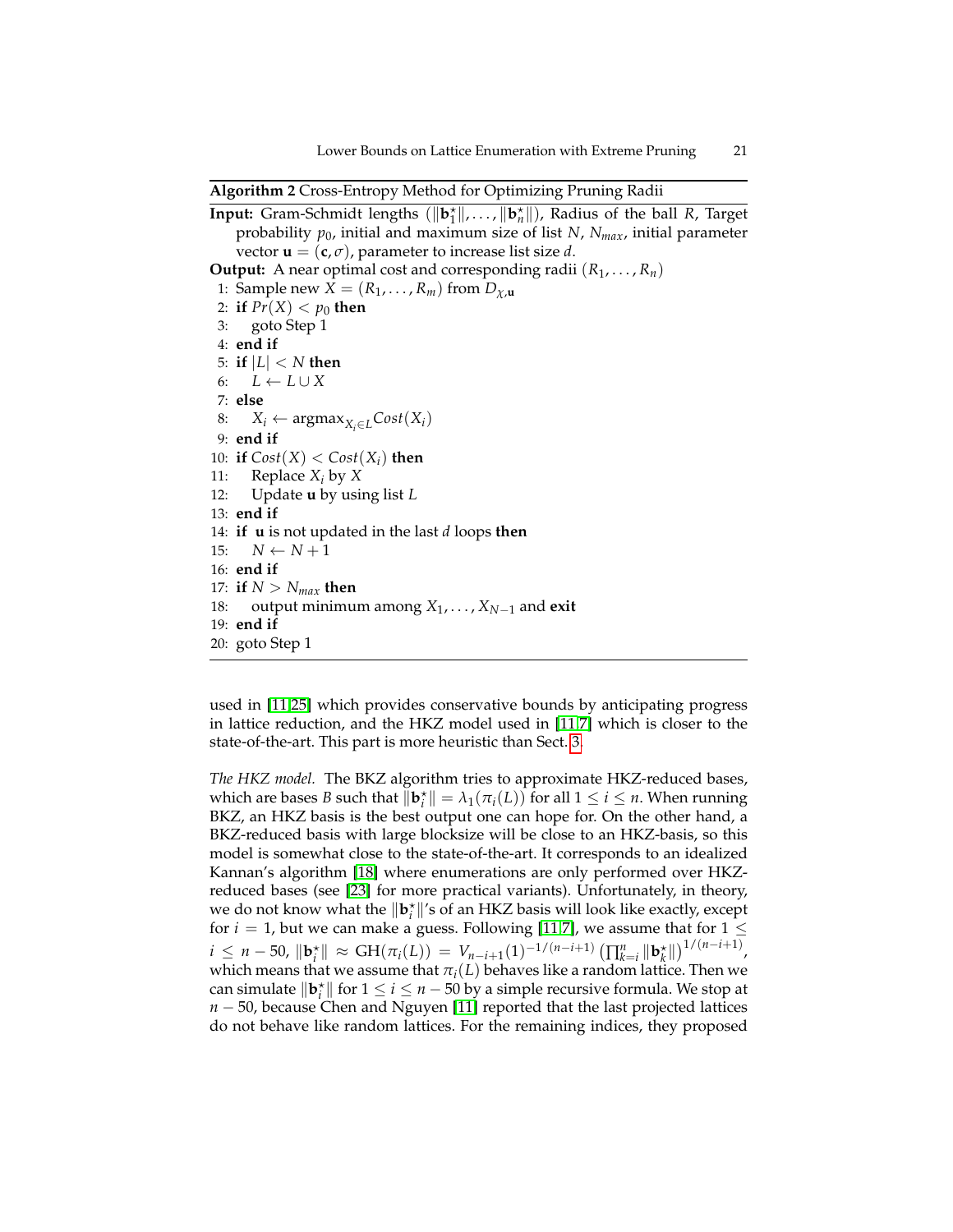**Algorithm 2** Cross-Entropy Method for Optimizing Pruning Radii

**Input:** Gram-Schmidt lengths $(\|\mathbf{b}_1^\star\|, \ldots, \|\mathbf{b}_n^\star\|)$, Radius of the ball $R$, Target probability $p_0$, initial and maximum size of list $N$, $N_{max}$, initial parameter vector $\mathbf{u} = (\mathbf{c}, \sigma)$, parameter to increase list size $d$.

**Output:** A near optimal cost and corresponding radii $(R_1, \ldots, R_n)$

```
1: Sample new X = (R_1, ..., R_m) from D_{χ,u}
2: if Pr(X) < p_0 then
3:     goto Step 1
4: end if
5: if |L| < N then
6:     L ← L ∪ X
7: else
8:     X_i ← argmax_{X_i ∈ L} Cost(X_i)
9: end if
10: if Cost(X) < Cost(X_i) then
11:     Replace X_i by X
12:     Update u by using list L
13: end if
14: if u is not updated in the last d loops then
15:     N ← N + 1
16: end if
17: if N > N_max then
18:     output minimum among X_1, ..., X_{N-1} and exit
19: end if
20: goto Step 1
```

used in [11,25] which provides conservative bounds by anticipating progress in lattice reduction, and the HKZ model used in [11,7] which is closer to the state-of-the-art. This part is more heuristic than Sect. 3.

*The HKZ model.* The BKZ algorithm tries to approximate HKZ-reduced bases, which are bases $B$ such that $\|\mathbf{b}_i^\star\| = \lambda_1(\pi_i(L))$ for all $1 \leq i \leq n$. When running BKZ, an HKZ basis is the best output one can hope for. On the other hand, a BKZ-reduced basis with large blocksize will be close to an HKZ-basis, so this model is somewhat close to the state-of-the-art. It corresponds to an idealized Kannan's algorithm [18] where enumerations are only performed over HKZ-reduced bases (see [23] for more practical variants). Unfortunately, in theory, we do not know what the $\|\mathbf{b}_i^\star\|$'s of an HKZ basis will look like exactly, except for $i = 1$, but we can make a guess. Following [11,7], we assume that for $1 \leq i \leq n - 50$, $\|\mathbf{b}_i^\star\| \approx \mathrm{GH}(\pi_i(L)) = V_{n-i+1}(1)^{-1/(n-i+1)} \left(\prod_{k=i}^{n} \|\mathbf{b}_k^\star\|\right)^{1/(n-i+1)}$, which means that we assume that $\pi_i(L)$ behaves like a random lattice. Then we can simulate $\|\mathbf{b}_i^\star\|$ for $1 \leq i \leq n - 50$ by a simple recursive formula. We stop at $n - 50$, because Chen and Nguyen [11] reported that the last projected lattices do not behave like random lattices. For the remaining indices, they proposed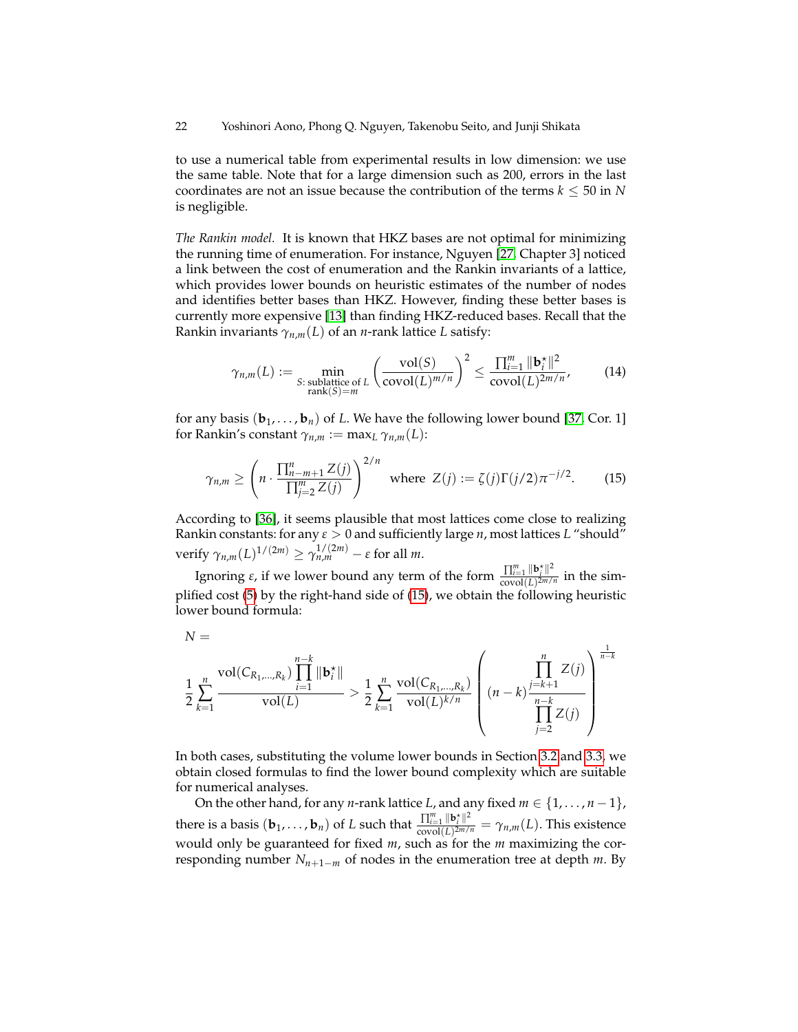to use a numerical table from experimental results in low dimension: we use the same table. Note that for a large dimension such as 200, errors in the last coordinates are not an issue because the contribution of the terms $k \leq 50$ in $N$ is negligible.

*The Rankin model.* It is known that HKZ bases are not optimal for minimizing the running time of enumeration. For instance, Nguyen [27, Chapter 3] noticed a link between the cost of enumeration and the Rankin invariants of a lattice, which provides lower bounds on heuristic estimates of the number of nodes and identifies better bases than HKZ. However, finding these better bases is currently more expensive [13] than finding HKZ-reduced bases. Recall that the Rankin invariants $\gamma_{n,m}(L)$ of an $n$-rank lattice $L$ satisfy:

$$\gamma_{n,m}(L) := \min_{\substack{S:\text{ sublattice of } L \\ \text{rank}(S)=m}} \left( \frac{\text{vol}(S)}{\text{covol}(L)^{m/n}} \right)^2 \leq \frac{\prod_{i=1}^{m} \|\mathbf{b}_i^\star\|^2}{\text{covol}(L)^{2m/n}}, \tag{14}$$

for any basis $(\mathbf{b}_1, \ldots, \mathbf{b}_n)$ of $L$. We have the following lower bound [37, Cor. 1] for Rankin's constant $\gamma_{n,m} := \max_L \gamma_{n,m}(L)$:

$$\gamma_{n,m} \geq \left( n \cdot \frac{\prod_{n-m+1}^{n} Z(j)}{\prod_{j=2}^{m} Z(j)} \right)^{2/n} \quad \text{where } Z(j) := \zeta(j)\Gamma(j/2)\pi^{-j/2}. \tag{15}$$

According to [36], it seems plausible that most lattices come close to realizing Rankin constants: for any $\varepsilon > 0$ and sufficiently large $n$, most lattices $L$ "should" verify $\gamma_{n,m}(L)^{1/(2m)} \geq \gamma_{n,m}^{1/(2m)} - \varepsilon$ for all $m$.

Ignoring $\varepsilon$, if we lower bound any term of the form $\frac{\prod_{i=1}^{m} \|\mathbf{b}_i^\star\|^2}{\text{covol}(L)^{2m/n}}$ in the simplified cost (5) by the right-hand side of (15), we obtain the following heuristic lower bound formula:

$$N = \frac{1}{2} \sum_{k=1}^{n} \frac{\text{vol}(C_{R_1,\ldots,R_k}) \prod_{i=1}^{n-k} \|\mathbf{b}_i^\star\|}{\text{vol}(L)} > \frac{1}{2} \sum_{k=1}^{n} \frac{\text{vol}(C_{R_1,\ldots,R_k})}{\text{vol}(L)^{k/n}} \left( (n-k) \frac{\prod_{j=k+1}^{n} Z(j)}{\prod_{j=2}^{n-k} Z(j)} \right)^{\frac{1}{n-k}}$$

In both cases, substituting the volume lower bounds in Section 3.2 and 3.3, we obtain closed formulas to find the lower bound complexity which are suitable for numerical analyses.

On the other hand, for any $n$-rank lattice $L$, and any fixed $m \in \{1, \ldots, n-1\}$, there is a basis $(\mathbf{b}_1, \ldots, \mathbf{b}_n)$ of $L$ such that $\frac{\prod_{i=1}^{m} \|\mathbf{b}_i^\star\|^2}{\text{covol}(L)^{2m/n}} = \gamma_{n,m}(L)$. This existence would only be guaranteed for fixed $m$, such as for the $m$ maximizing the corresponding number $N_{n+1-m}$ of nodes in the enumeration tree at depth $m$. By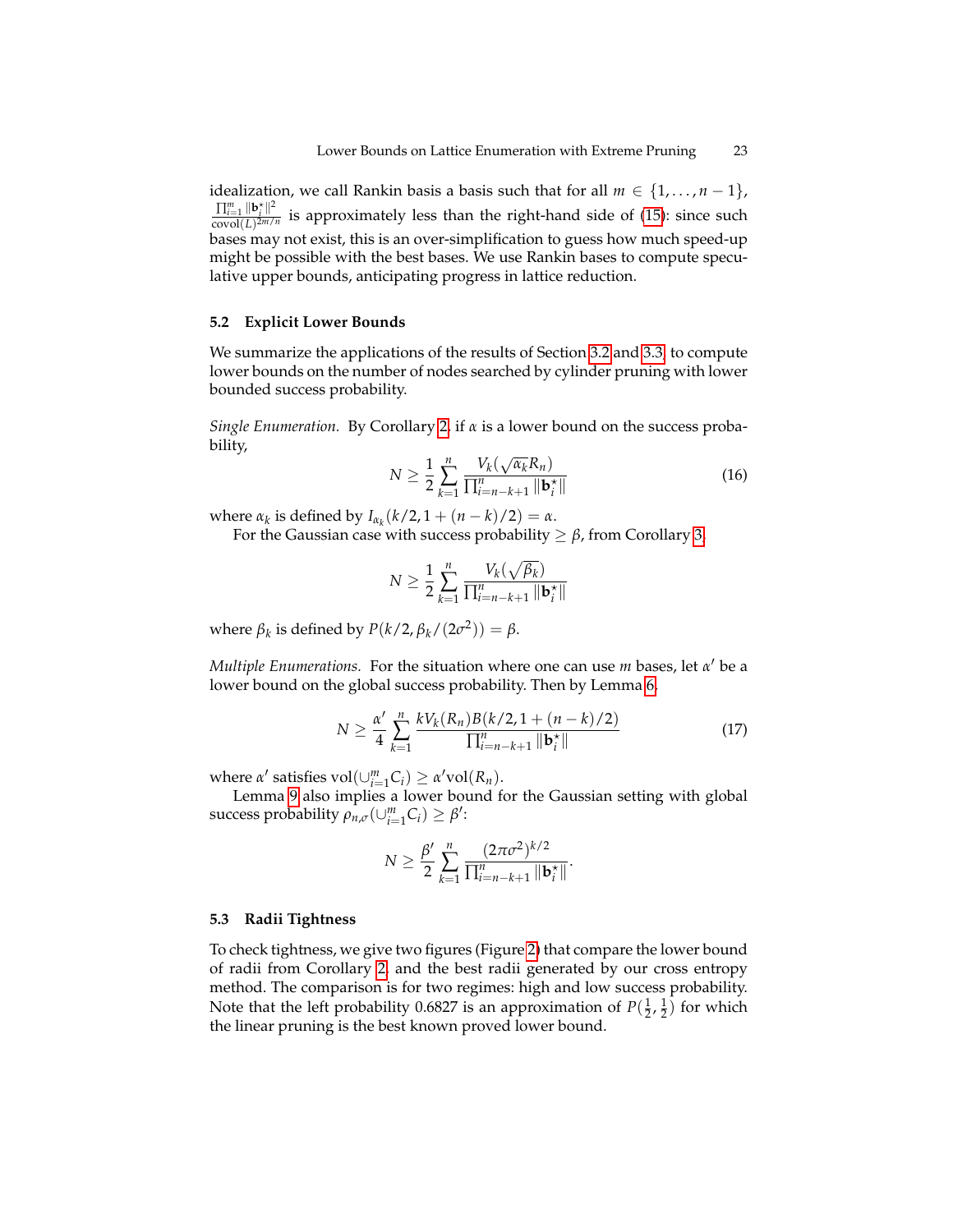idealization, we call Rankin basis a basis such that for all $m \in \{1, \ldots, n-1\}$, $\frac{\prod_{i=1}^{m} \|\mathbf{b}_i^\star\|^2}{\mathrm{covol}(L)^{2m/n}}$ is approximately less than the right-hand side of (15): since such bases may not exist, this is an over-simplification to guess how much speed-up might be possible with the best bases. We use Rankin bases to compute speculative upper bounds, anticipating progress in lattice reduction.

### 5.2 Explicit Lower Bounds

We summarize the applications of the results of Section 3.2 and 3.3, to compute lower bounds on the number of nodes searched by cylinder pruning with lower bounded success probability.

*Single Enumeration.* By Corollary 2, if $\alpha$ is a lower bound on the success probability,

$$N \geq \frac{1}{2} \sum_{k=1}^{n} \frac{V_k(\sqrt{\alpha_k} R_n)}{\prod_{i=n-k+1}^{n} \|\mathbf{b}_i^\star\|} \tag{16}$$

where $\alpha_k$ is defined by $I_{\alpha_k}(k/2, 1 + (n-k)/2) = \alpha$.

For the Gaussian case with success probability $\geq \beta$, from Corollary 3,

$$N \geq \frac{1}{2} \sum_{k=1}^{n} \frac{V_k(\sqrt{\beta_k})}{\prod_{i=n-k+1}^{n} \|\mathbf{b}_i^\star\|}$$

where $\beta_k$ is defined by $P(k/2, \beta_k/(2\sigma^2)) = \beta$.

*Multiple Enumerations.* For the situation where one can use $m$ bases, let $\alpha'$ be a lower bound on the global success probability. Then by Lemma 6,

$$N \geq \frac{\alpha'}{4} \sum_{k=1}^{n} \frac{k V_k(R_n) B(k/2, 1 + (n-k)/2)}{\prod_{i=n-k+1}^{n} \|\mathbf{b}_i^\star\|} \tag{17}$$

where $\alpha'$ satisfies $\mathrm{vol}(\cup_{i=1}^{m} C_i) \geq \alpha' \mathrm{vol}(R_n)$.

Lemma 9 also implies a lower bound for the Gaussian setting with global success probability $\rho_{n,\sigma}(\cup_{i=1}^{m} C_i) \geq \beta'$:

$$N \geq \frac{\beta'}{2} \sum_{k=1}^{n} \frac{(2\pi\sigma^2)^{k/2}}{\prod_{i=n-k+1}^{n} \|\mathbf{b}_i^\star\|}.$$

### 5.3 Radii Tightness

To check tightness, we give two figures (Figure 2) that compare the lower bound of radii from Corollary 2, and the best radii generated by our cross entropy method. The comparison is for two regimes: high and low success probability. Note that the left probability 0.6827 is an approximation of $P(\frac{1}{2}, \frac{1}{2})$ for which the linear pruning is the best known proved lower bound.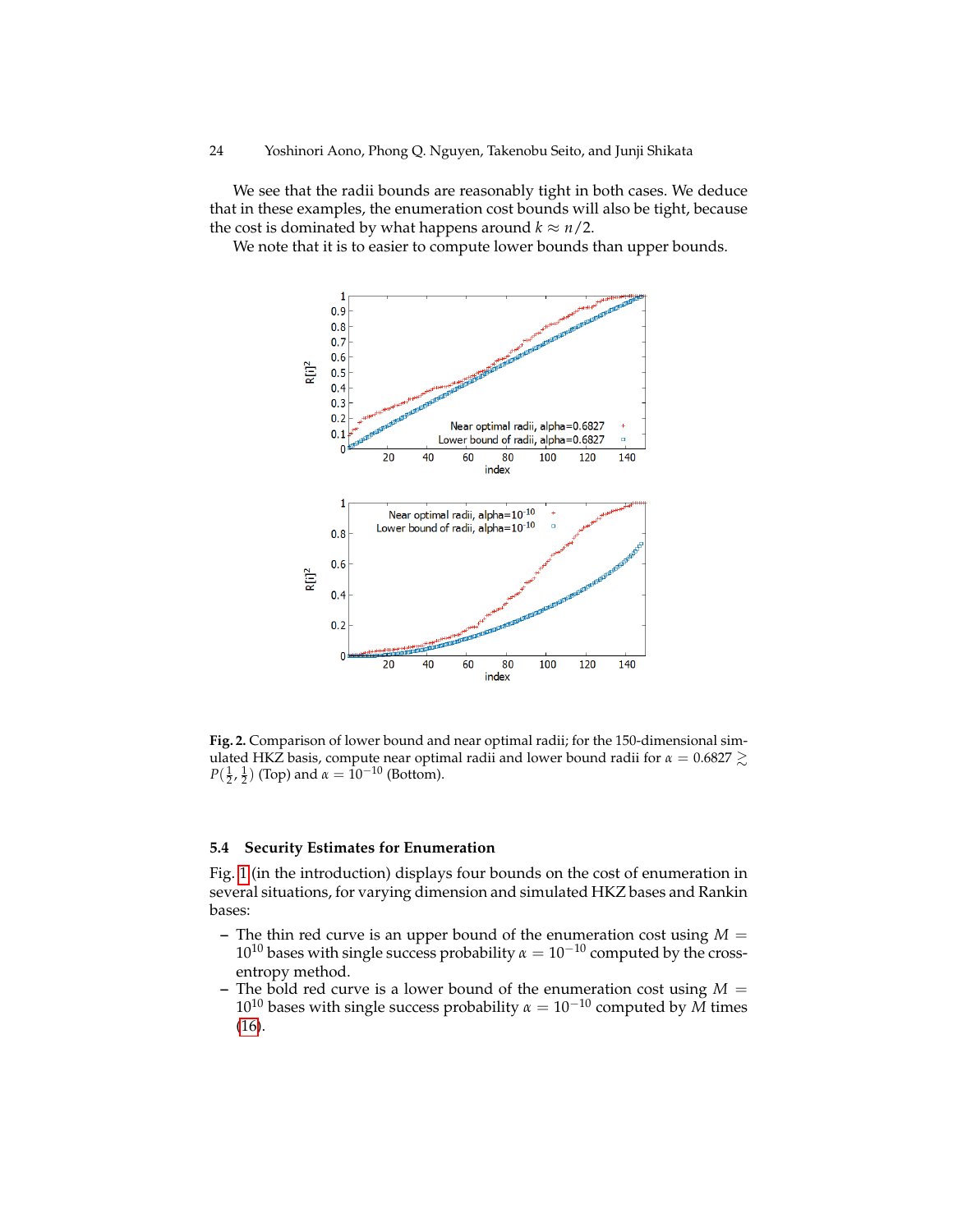We see that the radii bounds are reasonably tight in both cases. We deduce that in these examples, the enumeration cost bounds will also be tight, because the cost is dominated by what happens around $k \approx n/2$.

We note that it is to easier to compute lower bounds than upper bounds.

**Fig. 2.** Comparison of lower bound and near optimal radii; for the 150-dimensional simulated HKZ basis, compute near optimal radii and lower bound radii for $\alpha = 0.6827 \gtrsim P(\frac{1}{2}, \frac{1}{2})$ (Top) and $\alpha = 10^{-10}$ (Bottom).

### 5.4 Security Estimates for Enumeration

Fig. 1 (in the introduction) displays four bounds on the cost of enumeration in several situations, for varying dimension and simulated HKZ bases and Rankin bases:

- The thin red curve is an upper bound of the enumeration cost using $M = 10^{10}$ bases with single success probability $\alpha = 10^{-10}$ computed by the cross-entropy method.
- The bold red curve is a lower bound of the enumeration cost using $M = 10^{10}$ bases with single success probability $\alpha = 10^{-10}$ computed by $M$ times (16).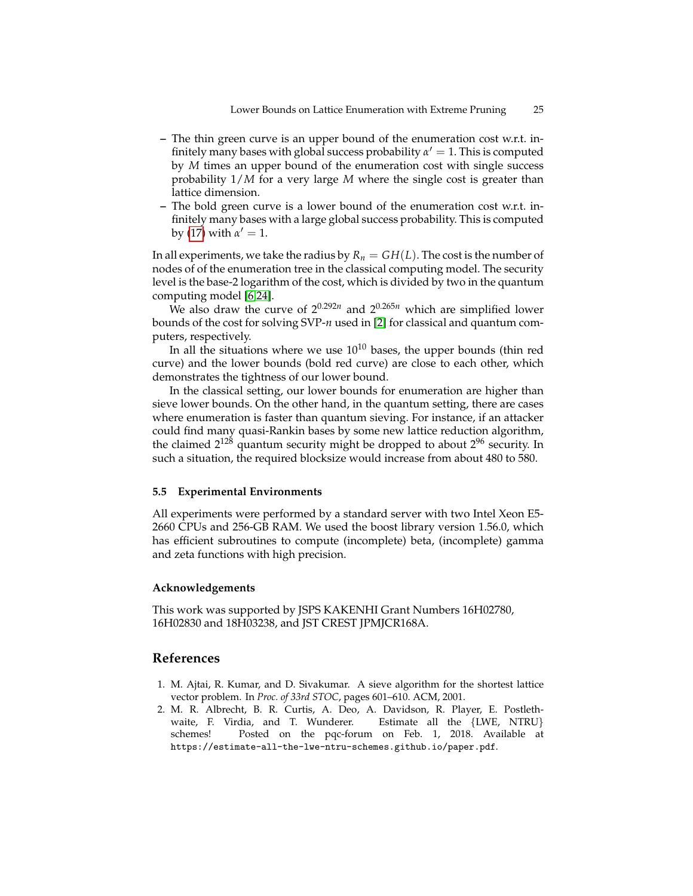- The thin green curve is an upper bound of the enumeration cost w.r.t. infinitely many bases with global success probability $\alpha' = 1$. This is computed by $M$ times an upper bound of the enumeration cost with single success probability $1/M$ for a very large $M$ where the single cost is greater than lattice dimension.
- The bold green curve is a lower bound of the enumeration cost w.r.t. infinitely many bases with a large global success probability. This is computed by (17) with $\alpha' = 1$.

In all experiments, we take the radius by $R_n = GH(L)$. The cost is the number of nodes of of the enumeration tree in the classical computing model. The security level is the base-2 logarithm of the cost, which is divided by two in the quantum computing model [6,24].

We also draw the curve of $2^{0.292n}$ and $2^{0.265n}$ which are simplified lower bounds of the cost for solving SVP-$n$ used in [2] for classical and quantum computers, respectively.

In all the situations where we use $10^{10}$ bases, the upper bounds (thin red curve) and the lower bounds (bold red curve) are close to each other, which demonstrates the tightness of our lower bound.

In the classical setting, our lower bounds for enumeration are higher than sieve lower bounds. On the other hand, in the quantum setting, there are cases where enumeration is faster than quantum sieving. For instance, if an attacker could find many quasi-Rankin bases by some new lattice reduction algorithm, the claimed $2^{128}$ quantum security might be dropped to about $2^{96}$ security. In such a situation, the required blocksize would increase from about 480 to 580.

### 5.5 Experimental Environments

All experiments were performed by a standard server with two Intel Xeon E5-2660 CPUs and 256-GB RAM. We used the boost library version 1.56.0, which has efficient subroutines to compute (incomplete) beta, (incomplete) gamma and zeta functions with high precision.

#### Acknowledgements

This work was supported by JSPS KAKENHI Grant Numbers 16H02780, 16H02830 and 18H03238, and JST CREST JPMJCR168A.

## References

1. M. Ajtai, R. Kumar, and D. Sivakumar. A sieve algorithm for the shortest lattice vector problem. In *Proc. of 33rd STOC*, pages 601–610. ACM, 2001.
2. M. R. Albrecht, B. R. Curtis, A. Deo, A. Davidson, R. Player, E. Postlethwaite, F. Virdia, and T. Wunderer. Estimate all the {LWE, NTRU} schemes! Posted on the pqc-forum on Feb. 1, 2018. Available at `https://estimate-all-the-lwe-ntru-schemes.github.io/paper.pdf`.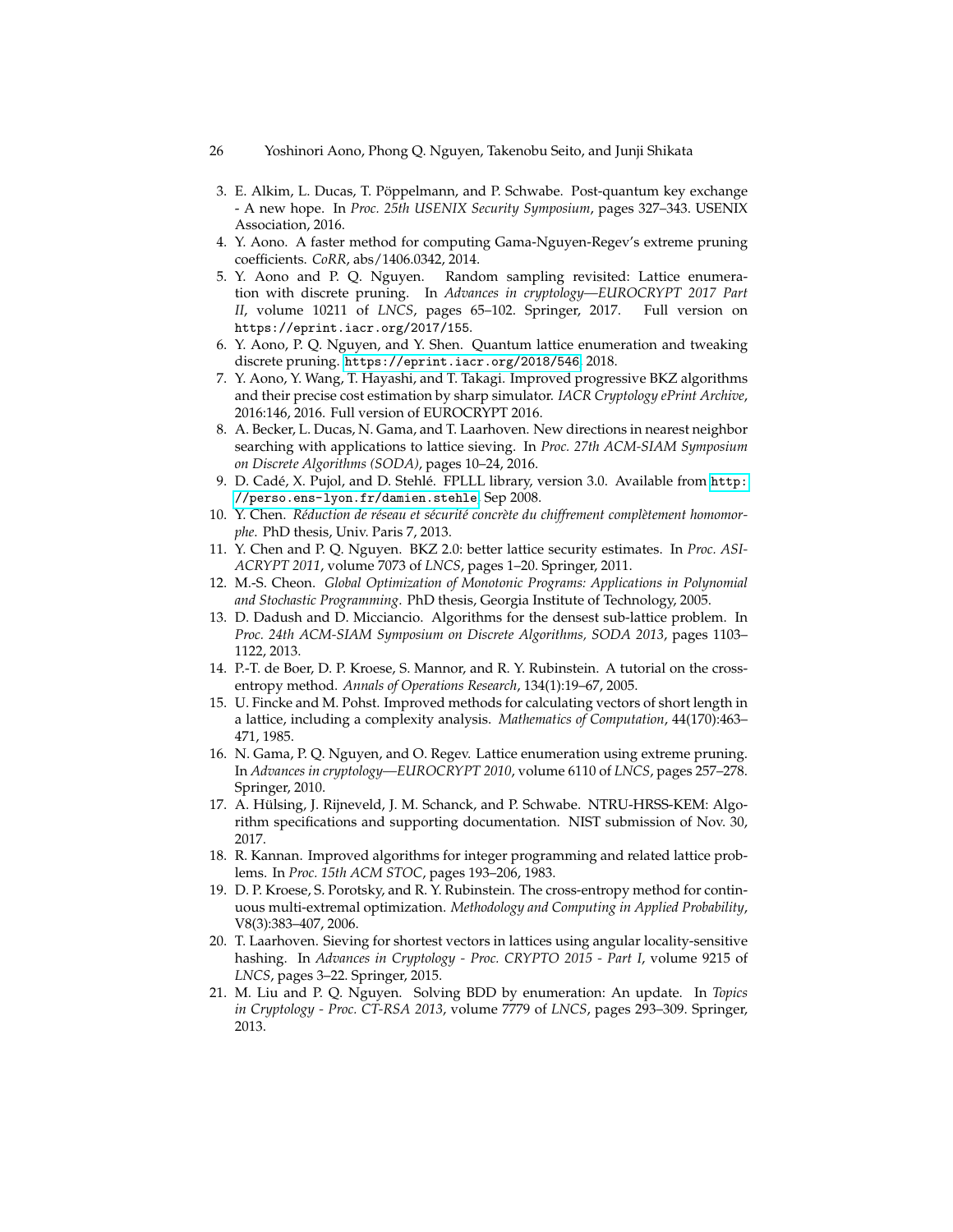3. E. Alkim, L. Ducas, T. Pöppelmann, and P. Schwabe. Post-quantum key exchange - A new hope. In *Proc. 25th USENIX Security Symposium*, pages 327–343. USENIX Association, 2016.
4. Y. Aono. A faster method for computing Gama-Nguyen-Regev's extreme pruning coefficients. *CoRR*, abs/1406.0342, 2014.
5. Y. Aono and P. Q. Nguyen. Random sampling revisited: Lattice enumeration with discrete pruning. In *Advances in cryptology—EUROCRYPT 2017 Part II*, volume 10211 of *LNCS*, pages 65–102. Springer, 2017. Full version on https://eprint.iacr.org/2017/155.
6. Y. Aono, P. Q. Nguyen, and Y. Shen. Quantum lattice enumeration and tweaking discrete pruning. https://eprint.iacr.org/2018/546, 2018.
7. Y. Aono, Y. Wang, T. Hayashi, and T. Takagi. Improved progressive BKZ algorithms and their precise cost estimation by sharp simulator. *IACR Cryptology ePrint Archive*, 2016:146, 2016. Full version of EUROCRYPT 2016.
8. A. Becker, L. Ducas, N. Gama, and T. Laarhoven. New directions in nearest neighbor searching with applications to lattice sieving. In *Proc. 27th ACM-SIAM Symposium on Discrete Algorithms (SODA)*, pages 10–24, 2016.
9. D. Cadé, X. Pujol, and D. Stehlé. FPLLL library, version 3.0. Available from http://perso.ens-lyon.fr/damien.stehle, Sep 2008.
10. Y. Chen. *Réduction de réseau et sécurité concrète du chiffrement complètement homomorphe*. PhD thesis, Univ. Paris 7, 2013.
11. Y. Chen and P. Q. Nguyen. BKZ 2.0: better lattice security estimates. In *Proc. ASIACRYPT 2011*, volume 7073 of *LNCS*, pages 1–20. Springer, 2011.
12. M.-S. Cheon. *Global Optimization of Monotonic Programs: Applications in Polynomial and Stochastic Programming*. PhD thesis, Georgia Institute of Technology, 2005.
13. D. Dadush and D. Micciancio. Algorithms for the densest sub-lattice problem. In *Proc. 24th ACM-SIAM Symposium on Discrete Algorithms, SODA 2013*, pages 1103–1122, 2013.
14. P.-T. de Boer, D. P. Kroese, S. Mannor, and R. Y. Rubinstein. A tutorial on the cross-entropy method. *Annals of Operations Research*, 134(1):19–67, 2005.
15. U. Fincke and M. Pohst. Improved methods for calculating vectors of short length in a lattice, including a complexity analysis. *Mathematics of Computation*, 44(170):463–471, 1985.
16. N. Gama, P. Q. Nguyen, and O. Regev. Lattice enumeration using extreme pruning. In *Advances in cryptology—EUROCRYPT 2010*, volume 6110 of *LNCS*, pages 257–278. Springer, 2010.
17. A. Hülsing, J. Rijneveld, J. M. Schanck, and P. Schwabe. NTRU-HRSS-KEM: Algorithm specifications and supporting documentation. NIST submission of Nov. 30, 2017.
18. R. Kannan. Improved algorithms for integer programming and related lattice problems. In *Proc. 15th ACM STOC*, pages 193–206, 1983.
19. D. P. Kroese, S. Porotsky, and R. Y. Rubinstein. The cross-entropy method for continuous multi-extremal optimization. *Methodology and Computing in Applied Probability*, V8(3):383–407, 2006.
20. T. Laarhoven. Sieving for shortest vectors in lattices using angular locality-sensitive hashing. In *Advances in Cryptology - Proc. CRYPTO 2015 - Part I*, volume 9215 of *LNCS*, pages 3–22. Springer, 2015.
21. M. Liu and P. Q. Nguyen. Solving BDD by enumeration: An update. In *Topics in Cryptology - Proc. CT-RSA 2013*, volume 7779 of *LNCS*, pages 293–309. Springer, 2013.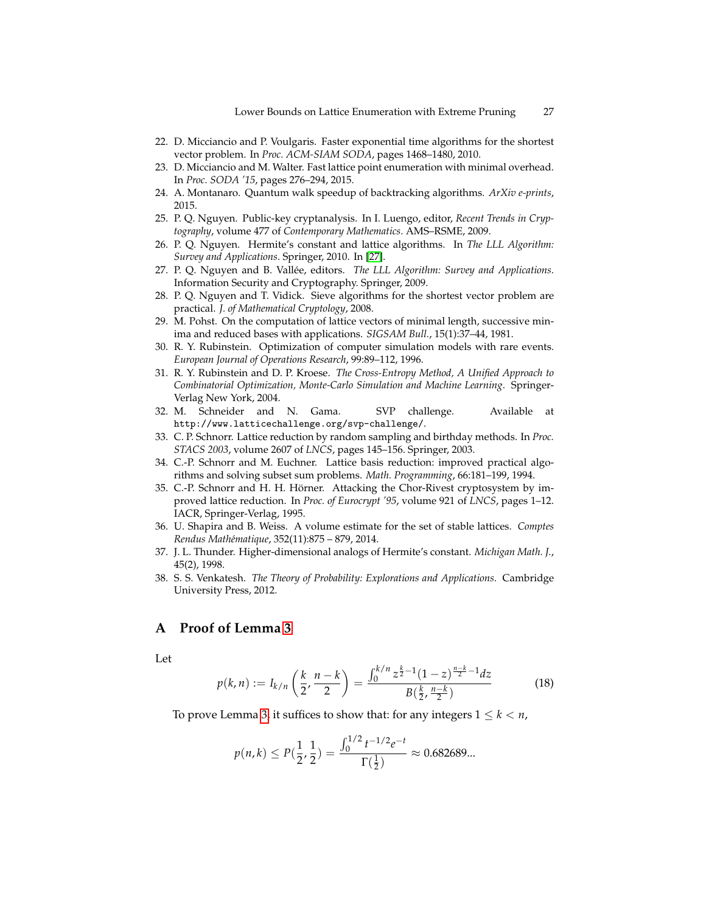22. D. Micciancio and P. Voulgaris. Faster exponential time algorithms for the shortest vector problem. In *Proc. ACM-SIAM SODA*, pages 1468–1480, 2010.
23. D. Micciancio and M. Walter. Fast lattice point enumeration with minimal overhead. In *Proc. SODA '15*, pages 276–294, 2015.
24. A. Montanaro. Quantum walk speedup of backtracking algorithms. *ArXiv e-prints*, 2015.
25. P. Q. Nguyen. Public-key cryptanalysis. In I. Luengo, editor, *Recent Trends in Cryptography*, volume 477 of *Contemporary Mathematics*. AMS–RSME, 2009.
26. P. Q. Nguyen. Hermite's constant and lattice algorithms. In *The LLL Algorithm: Survey and Applications*. Springer, 2010. In [27].
27. P. Q. Nguyen and B. Vallée, editors. *The LLL Algorithm: Survey and Applications*. Information Security and Cryptography. Springer, 2009.
28. P. Q. Nguyen and T. Vidick. Sieve algorithms for the shortest vector problem are practical. *J. of Mathematical Cryptology*, 2008.
29. M. Pohst. On the computation of lattice vectors of minimal length, successive minima and reduced bases with applications. *SIGSAM Bull.*, 15(1):37–44, 1981.
30. R. Y. Rubinstein. Optimization of computer simulation models with rare events. *European Journal of Operations Research*, 99:89–112, 1996.
31. R. Y. Rubinstein and D. P. Kroese. *The Cross-Entropy Method, A Unified Approach to Combinatorial Optimization, Monte-Carlo Simulation and Machine Learning*. Springer-Verlag New York, 2004.
32. M. Schneider and N. Gama. SVP challenge. Available at `http://www.latticechallenge.org/svp-challenge/`.
33. C. P. Schnorr. Lattice reduction by random sampling and birthday methods. In *Proc. STACS 2003*, volume 2607 of *LNCS*, pages 145–156. Springer, 2003.
34. C.-P. Schnorr and M. Euchner. Lattice basis reduction: improved practical algorithms and solving subset sum problems. *Math. Programming*, 66:181–199, 1994.
35. C.-P. Schnorr and H. H. Hörner. Attacking the Chor-Rivest cryptosystem by improved lattice reduction. In *Proc. of Eurocrypt '95*, volume 921 of *LNCS*, pages 1–12. IACR, Springer-Verlag, 1995.
36. U. Shapira and B. Weiss. A volume estimate for the set of stable lattices. *Comptes Rendus Mathématique*, 352(11):875 – 879, 2014.
37. J. L. Thunder. Higher-dimensional analogs of Hermite's constant. *Michigan Math. J.*, 45(2), 1998.
38. S. S. Venkatesh. *The Theory of Probability: Explorations and Applications*. Cambridge University Press, 2012.

## A Proof of Lemma 3

Let

$$p(k,n) := I_{k/n}\left(\frac{k}{2}, \frac{n-k}{2}\right) = \frac{\int_0^{k/n} z^{\frac{k}{2}-1}(1-z)^{\frac{n-k}{2}-1}dz}{B(\frac{k}{2}, \frac{n-k}{2})} \tag{18}$$

To prove Lemma 3, it suffices to show that: for any integers $1 \leq k < n$,

$$p(n,k) \leq P(\frac{1}{2}, \frac{1}{2}) = \frac{\int_0^{1/2} t^{-1/2}e^{-t}}{\Gamma(\frac{1}{2})} \approx 0.682689...$$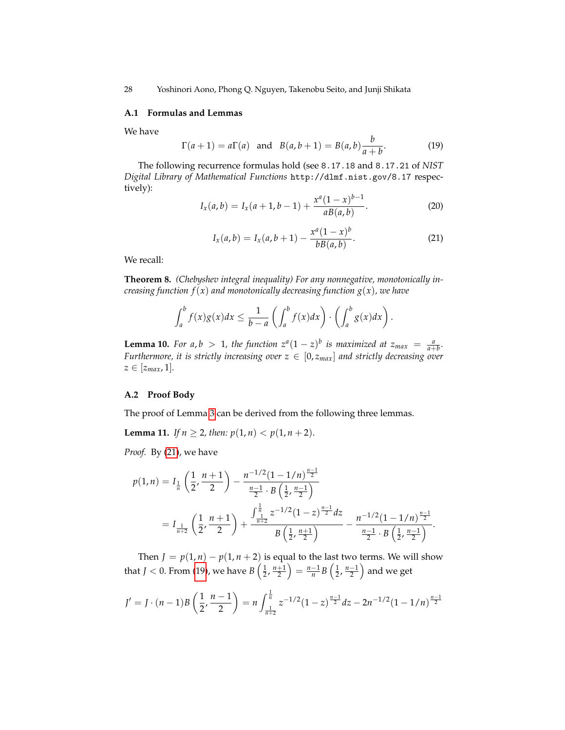### A.1 Formulas and Lemmas

We have

$$\Gamma(a+1) = a\Gamma(a) \quad \text{and} \quad B(a,b+1) = B(a,b)\frac{b}{a+b}. \tag{19}$$

The following recurrence formulas hold (see `8.17.18` and `8.17.21` of *NIST Digital Library of Mathematical Functions* `http://dlmf.nist.gov/8.17` respectively):

$$I_x(a,b) = I_x(a+1,b-1) + \frac{x^a(1-x)^{b-1}}{aB(a,b)}. \tag{20}$$

$$I_x(a,b) = I_x(a,b+1) - \frac{x^a(1-x)^b}{bB(a,b)}. \tag{21}$$

We recall:

**Theorem 8.** *(Chebyshev integral inequality) For any nonnegative, monotonically increasing function $f(x)$ and monotonically decreasing function $g(x)$, we have*

$$\int_a^b f(x)g(x)dx \leq \frac{1}{b-a}\left(\int_a^b f(x)dx\right)\cdot\left(\int_a^b g(x)dx\right).$$

**Lemma 10.** *For $a,b > 1$, the function $z^a(1-z)^b$ is maximized at $z_{max} = \frac{a}{a+b}$. Furthermore, it is strictly increasing over $z \in [0, z_{max}]$ and strictly decreasing over $z \in [z_{max}, 1]$.*

### A.2 Proof Body

The proof of Lemma 3 can be derived from the following three lemmas.

**Lemma 11.** *If $n \geq 2$, then: $p(1,n) < p(1,n+2)$.*

*Proof.* By (21), we have

$$\begin{aligned} p(1,n) &= I_{\frac{1}{n}}\left(\frac{1}{2},\frac{n+1}{2}\right) - \frac{n^{-1/2}(1-1/n)^{\frac{n-1}{2}}}{\frac{n-1}{2}\cdot B\left(\frac{1}{2},\frac{n-1}{2}\right)} \\ &= I_{\frac{1}{n+2}}\left(\frac{1}{2},\frac{n+1}{2}\right) + \frac{\int_{\frac{1}{n+2}}^{\frac{1}{n}} z^{-1/2}(1-z)^{\frac{n-1}{2}}dz}{B\left(\frac{1}{2},\frac{n+1}{2}\right)} - \frac{n^{-1/2}(1-1/n)^{\frac{n-1}{2}}}{\frac{n-1}{2}\cdot B\left(\frac{1}{2},\frac{n-1}{2}\right)}. \end{aligned}$$

Then $J = p(1,n) - p(1,n+2)$ is equal to the last two terms. We will show that $J < 0$. From (19), we have $B\left(\frac{1}{2},\frac{n+1}{2}\right) = \frac{n-1}{n}B\left(\frac{1}{2},\frac{n-1}{2}\right)$ and we get

$$J' = J\cdot(n-1)B\left(\frac{1}{2},\frac{n-1}{2}\right) = n\int_{\frac{1}{n+2}}^{\frac{1}{n}} z^{-1/2}(1-z)^{\frac{n-1}{2}}dz - 2n^{-1/2}(1-1/n)^{\frac{n-1}{2}}$$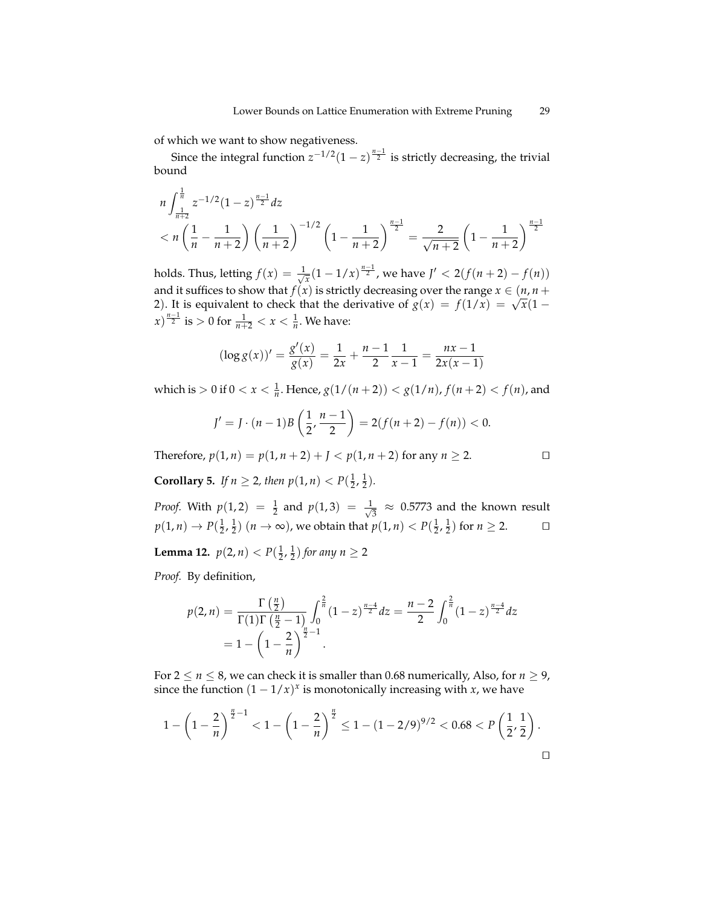of which we want to show negativeness.

Since the integral function $z^{-1/2}(1-z)^{\frac{n-1}{2}}$ is strictly decreasing, the trivial bound

$$
\begin{aligned}
& n \int_{\frac{1}{n+2}}^{\frac{1}{n}} z^{-1/2}(1-z)^{\frac{n-1}{2}} dz \\
& < n\left(\frac{1}{n}-\frac{1}{n+2}\right)\left(\frac{1}{n+2}\right)^{-1/2}\left(1-\frac{1}{n+2}\right)^{\frac{n-1}{2}} = \frac{2}{\sqrt{n+2}}\left(1-\frac{1}{n+2}\right)^{\frac{n-1}{2}}
\end{aligned}
$$

holds. Thus, letting $f(x) = \frac{1}{\sqrt{x}}(1-1/x)^{\frac{n-1}{2}}$, we have $J' < 2(f(n+2)-f(n))$ and it suffices to show that $f(x)$ is strictly decreasing over the range $x \in (n, n+2)$. It is equivalent to check that the derivative of $g(x) = f(1/x) = \sqrt{x}(1-x)^{\frac{n-1}{2}}$ is $> 0$ for $\frac{1}{n+2} < x < \frac{1}{n}$. We have:

$$
(\log g(x))' = \frac{g'(x)}{g(x)} = \frac{1}{2x} + \frac{n-1}{2}\frac{1}{x-1} = \frac{nx-1}{2x(x-1)}
$$

which is $> 0$ if $0 < x < \frac{1}{n}$. Hence, $g(1/(n+2)) < g(1/n)$, $f(n+2) < f(n)$, and

$$
J' = J \cdot (n-1)B\left(\frac{1}{2}, \frac{n-1}{2}\right) = 2(f(n+2)-f(n)) < 0.
$$

Therefore, $p(1,n) = p(1,n+2) + J < p(1,n+2)$ for any $n \geq 2$. □

**Corollary 5.** *If $n \geq 2$, then $p(1,n) < P(\frac{1}{2}, \frac{1}{2})$.*

*Proof.* With $p(1,2) = \frac{1}{2}$ and $p(1,3) = \frac{1}{\sqrt{3}} \approx 0.5773$ and the known result $p(1,n) \to P(\frac{1}{2}, \frac{1}{2})$ $(n \to \infty)$, we obtain that $p(1,n) < P(\frac{1}{2}, \frac{1}{2})$ for $n \geq 2$. □

**Lemma 12.** *$p(2,n) < P(\frac{1}{2}, \frac{1}{2})$ for any $n \geq 2$*

*Proof.* By definition,

$$
\begin{aligned}
p(2,n) &= \frac{\Gamma\left(\frac{n}{2}\right)}{\Gamma(1)\Gamma\left(\frac{n}{2}-1\right)} \int_0^{\frac{2}{n}} (1-z)^{\frac{n-4}{2}} dz = \frac{n-2}{2}\int_0^{\frac{2}{n}} (1-z)^{\frac{n-4}{2}} dz \\
&= 1 - \left(1-\frac{2}{n}\right)^{\frac{n}{2}-1}.
\end{aligned}
$$

For $2 \leq n \leq 8$, we can check it is smaller than 0.68 numerically, Also, for $n \geq 9$, since the function $(1-1/x)^x$ is monotonically increasing with $x$, we have

$$
1 - \left(1-\frac{2}{n}\right)^{\frac{n}{2}-1} < 1 - \left(1-\frac{2}{n}\right)^{\frac{n}{2}} \leq 1-(1-2/9)^{9/2} < 0.68 < P\left(\frac{1}{2}, \frac{1}{2}\right).
$$

□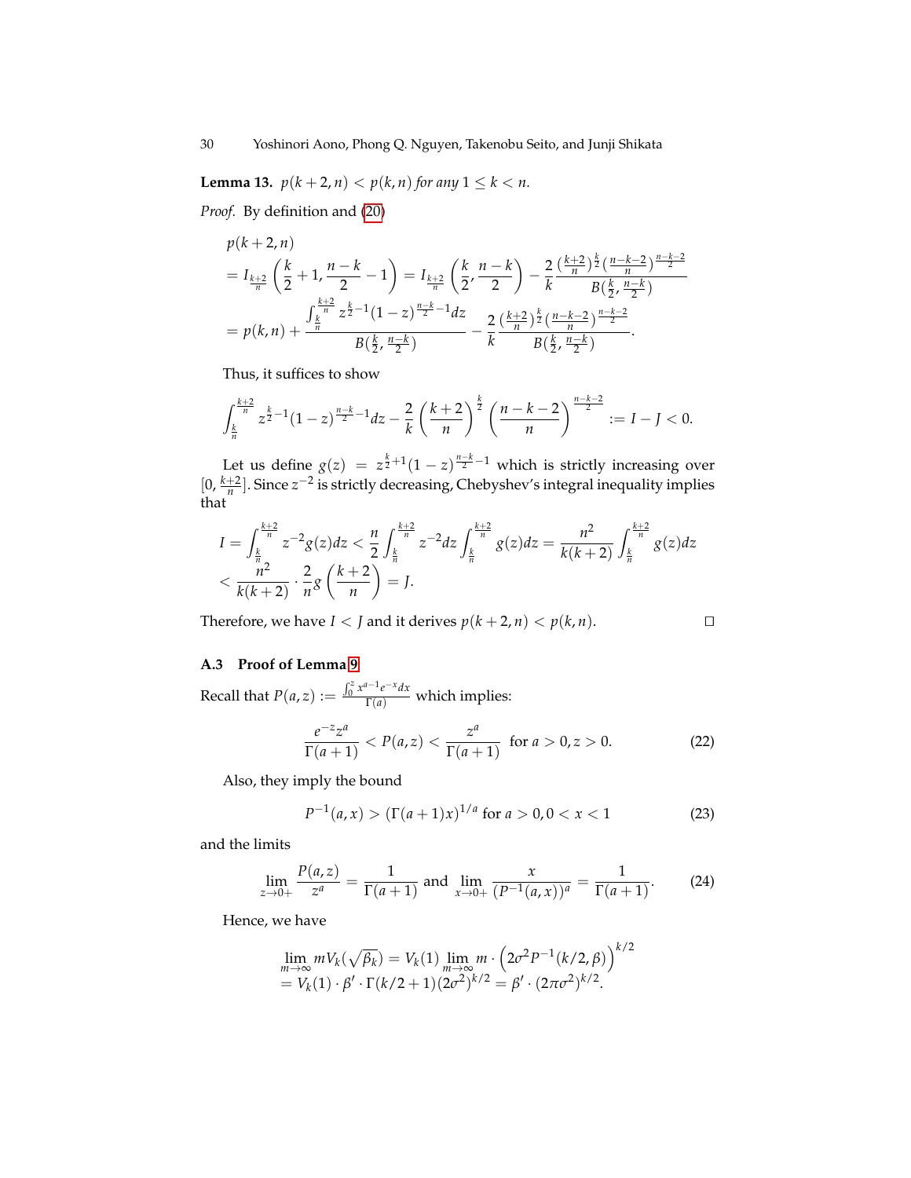**Lemma 13.** $p(k+2,n) < p(k,n)$ *for any* $1 \le k < n$.

*Proof.* By definition and (20)

$$
\begin{aligned}
&p(k+2,n) \\
&= I_{\frac{k+2}{n}}\left(\frac{k}{2}+1, \frac{n-k}{2}-1\right) = I_{\frac{k+2}{n}}\left(\frac{k}{2}, \frac{n-k}{2}\right) - \frac{2}{k}\frac{(\frac{k+2}{n})^{\frac{k}{2}}(\frac{n-k-2}{n})^{\frac{n-k-2}{2}}}{B(\frac{k}{2}, \frac{n-k}{2})} \\
&= p(k,n) + \frac{\int_{\frac{k}{n}}^{\frac{k+2}{n}} z^{\frac{k}{2}-1}(1-z)^{\frac{n-k}{2}-1}dz}{B(\frac{k}{2}, \frac{n-k}{2})} - \frac{2}{k}\frac{(\frac{k+2}{n})^{\frac{k}{2}}(\frac{n-k-2}{n})^{\frac{n-k-2}{2}}}{B(\frac{k}{2}, \frac{n-k}{2})}.
\end{aligned}
$$

Thus, it suffices to show

$$
\int_{\frac{k}{n}}^{\frac{k+2}{n}} z^{\frac{k}{2}-1}(1-z)^{\frac{n-k}{2}-1}dz - \frac{2}{k}\left(\frac{k+2}{n}\right)^{\frac{k}{2}}\left(\frac{n-k-2}{n}\right)^{\frac{n-k-2}{2}} := I - J < 0.
$$

Let us define $g(z) = z^{\frac{k}{2}+1}(1-z)^{\frac{n-k}{2}-1}$ which is strictly increasing over $[0, \frac{k+2}{n}]$. Since $z^{-2}$ is strictly decreasing, Chebyshev's integral inequality implies that

$$
\begin{aligned}
I &= \int_{\frac{k}{n}}^{\frac{k+2}{n}} z^{-2}g(z)dz < \frac{n}{2}\int_{\frac{k}{n}}^{\frac{k+2}{n}} z^{-2}dz \int_{\frac{k}{n}}^{\frac{k+2}{n}} g(z)dz = \frac{n^2}{k(k+2)}\int_{\frac{k}{n}}^{\frac{k+2}{n}} g(z)dz \\
&< \frac{n^2}{k(k+2)} \cdot \frac{2}{n} g\left(\frac{k+2}{n}\right) = J.
\end{aligned}
$$

Therefore, we have $I < J$ and it derives $p(k+2,n) < p(k,n)$. □

### A.3 Proof of Lemma 9

Recall that $P(a,z) := \frac{\int_0^z x^{a-1}e^{-x}dx}{\Gamma(a)}$ which implies:

$$
\frac{e^{-z}z^a}{\Gamma(a+1)} < P(a,z) < \frac{z^a}{\Gamma(a+1)} \quad \text{for } a > 0, z > 0. \tag{22}
$$

Also, they imply the bound

$$
P^{-1}(a,x) > (\Gamma(a+1)x)^{1/a} \text{ for } a > 0, 0 < x < 1 \tag{23}
$$

and the limits

$$
\lim_{z \to 0+} \frac{P(a,z)}{z^a} = \frac{1}{\Gamma(a+1)} \text{ and } \lim_{x \to 0+} \frac{x}{(P^{-1}(a,x))^a} = \frac{1}{\Gamma(a+1)}. \tag{24}
$$

Hence, we have

$$
\begin{aligned}
&\lim_{m \to \infty} m V_k(\sqrt{\beta_k}) = V_k(1) \lim_{m \to \infty} m \cdot \left(2\sigma^2 P^{-1}(k/2, \beta)\right)^{k/2} \\
&= V_k(1) \cdot \beta' \cdot \Gamma(k/2+1)(2\sigma^2)^{k/2} = \beta' \cdot (2\pi\sigma^2)^{k/2}.
\end{aligned}
$$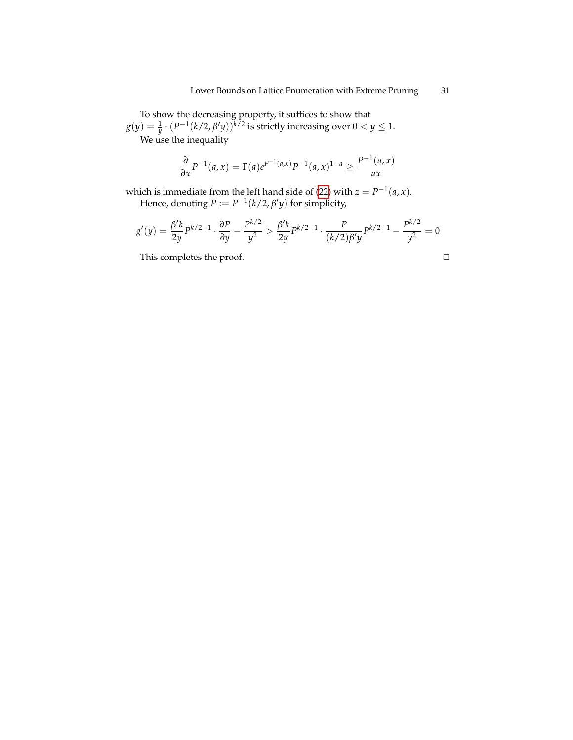To show the decreasing property, it suffices to show that $g(y) = \frac{1}{y} \cdot (P^{-1}(k/2, \beta' y))^{k/2}$ is strictly increasing over $0 < y \leq 1$.

We use the inequality

$$\frac{\partial}{\partial x} P^{-1}(a, x) = \Gamma(a) e^{P^{-1}(a,x)} P^{-1}(a, x)^{1-a} \geq \frac{P^{-1}(a, x)}{ax}$$

which is immediate from the left hand side of (22) with $z = P^{-1}(a, x)$.

Hence, denoting $P := P^{-1}(k/2, \beta' y)$ for simplicity,

$$g'(y) = \frac{\beta' k}{2y} P^{k/2-1} \cdot \frac{\partial P}{\partial y} - \frac{P^{k/2}}{y^2} > \frac{\beta' k}{2y} P^{k/2-1} \cdot \frac{P}{(k/2)\beta' y} P^{k/2-1} - \frac{P^{k/2}}{y^2} = 0$$

This completes the proof. $\square$